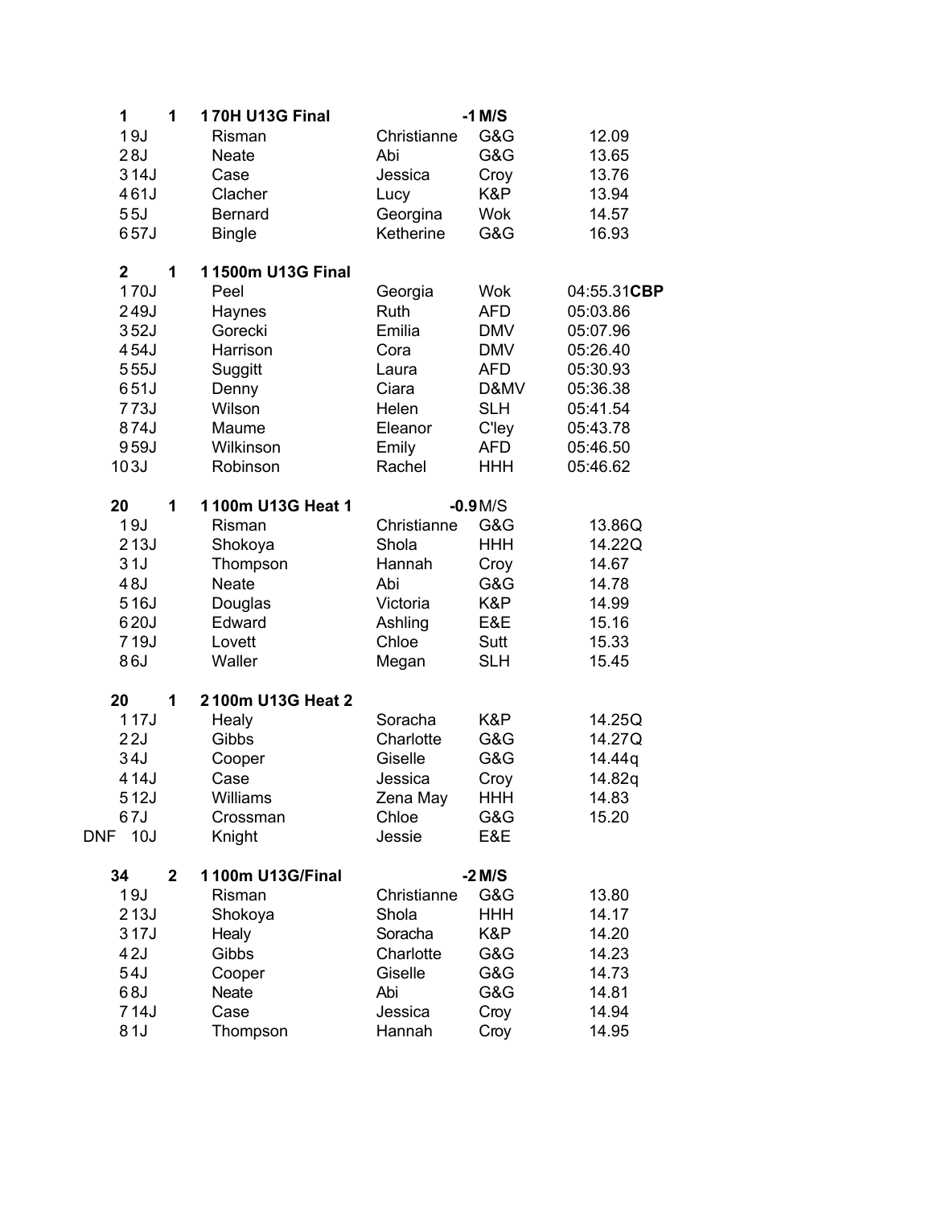| | | | | | |
|---|---|---|---|---|---|
| **1** | **1** | **1 70H U13G Final** | | **-1 M/S** | |
| 1 9J | | Risman | Christianne | G&G | 12.09 |
| 2 8J | | Neate | Abi | G&G | 13.65 |
| 3 14J | | Case | Jessica | Croy | 13.76 |
| 4 61J | | Clacher | Lucy | K&P | 13.94 |
| 5 5J | | Bernard | Georgina | Wok | 14.57 |
| 6 57J | | Bingle | Ketherine | G&G | 16.93 |
| | | | | | |
| **2** | **1** | **1 1500m U13G Final** | | | |
| 1 70J | | Peel | Georgia | Wok | 04:55.31**CBP** |
| 2 49J | | Haynes | Ruth | AFD | 05:03.86 |
| 3 52J | | Gorecki | Emilia | DMV | 05:07.96 |
| 4 54J | | Harrison | Cora | DMV | 05:26.40 |
| 5 55J | | Suggitt | Laura | AFD | 05:30.93 |
| 6 51J | | Denny | Ciara | D&MV | 05:36.38 |
| 7 73J | | Wilson | Helen | SLH | 05:41.54 |
| 8 74J | | Maume | Eleanor | C'ley | 05:43.78 |
| 9 59J | | Wilkinson | Emily | AFD | 05:46.50 |
| 10 3J | | Robinson | Rachel | HHH | 05:46.62 |
| | | | | | |
| **20** | **1** | **1 100m U13G Heat 1** | | **-0.9** M/S | |
| 1 9J | | Risman | Christianne | G&G | 13.86Q |
| 2 13J | | Shokoya | Shola | HHH | 14.22Q |
| 3 1J | | Thompson | Hannah | Croy | 14.67 |
| 4 8J | | Neate | Abi | G&G | 14.78 |
| 5 16J | | Douglas | Victoria | K&P | 14.99 |
| 6 20J | | Edward | Ashling | E&E | 15.16 |
| 7 19J | | Lovett | Chloe | Sutt | 15.33 |
| 8 6J | | Waller | Megan | SLH | 15.45 |
| | | | | | |
| **20** | **1** | **2 100m U13G Heat 2** | | | |
| 1 17J | | Healy | Soracha | K&P | 14.25Q |
| 2 2J | | Gibbs | Charlotte | G&G | 14.27Q |
| 3 4J | | Cooper | Giselle | G&G | 14.44q |
| 4 14J | | Case | Jessica | Croy | 14.82q |
| 5 12J | | Williams | Zena May | HHH | 14.83 |
| 6 7J | | Crossman | Chloe | G&G | 15.20 |
| DNF 10J | | Knight | Jessie | E&E | |
| | | | | | |
| **34** | **2** | **1 100m U13G/Final** | | **-2 M/S** | |
| 1 9J | | Risman | Christianne | G&G | 13.80 |
| 2 13J | | Shokoya | Shola | HHH | 14.17 |
| 3 17J | | Healy | Soracha | K&P | 14.20 |
| 4 2J | | Gibbs | Charlotte | G&G | 14.23 |
| 5 4J | | Cooper | Giselle | G&G | 14.73 |
| 6 8J | | Neate | Abi | G&G | 14.81 |
| 7 14J | | Case | Jessica | Croy | 14.94 |
| 8 1J | | Thompson | Hannah | Croy | 14.95 |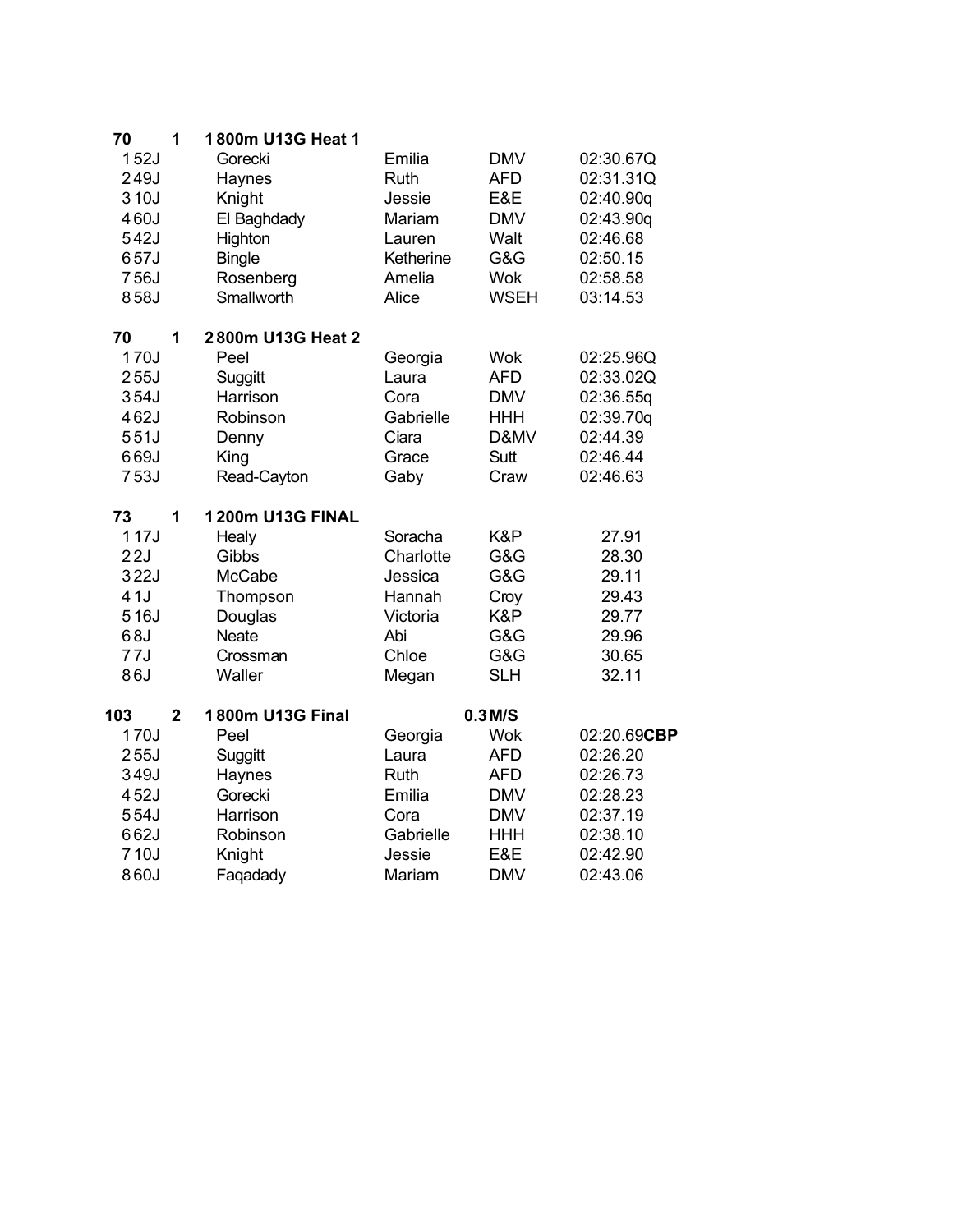| 70 | 1 | 1 800m U13G Heat 1 | | | |
|---|---|---|---|---|---|
| 1 52J | | Gorecki | Emilia | DMV | 02:30.67Q |
| 2 49J | | Haynes | Ruth | AFD | 02:31.31Q |
| 3 10J | | Knight | Jessie | E&E | 02:40.90q |
| 4 60J | | El Baghdady | Mariam | DMV | 02:43.90q |
| 5 42J | | Highton | Lauren | Walt | 02:46.68 |
| 6 57J | | Bingle | Ketherine | G&G | 02:50.15 |
| 7 56J | | Rosenberg | Amelia | Wok | 02:58.58 |
| 8 58J | | Smallworth | Alice | WSEH | 03:14.53 |

| 70 | 1 | 2 800m U13G Heat 2 | | | |
|---|---|---|---|---|---|
| 1 70J | | Peel | Georgia | Wok | 02:25.96Q |
| 2 55J | | Suggitt | Laura | AFD | 02:33.02Q |
| 3 54J | | Harrison | Cora | DMV | 02:36.55q |
| 4 62J | | Robinson | Gabrielle | HHH | 02:39.70q |
| 5 51J | | Denny | Ciara | D&MV | 02:44.39 |
| 6 69J | | King | Grace | Sutt | 02:46.44 |
| 7 53J | | Read-Cayton | Gaby | Craw | 02:46.63 |

| 73 | 1 | 1 200m U13G FINAL | | | |
|---|---|---|---|---|---|
| 1 17J | | Healy | Soracha | K&P | 27.91 |
| 2 2J | | Gibbs | Charlotte | G&G | 28.30 |
| 3 22J | | McCabe | Jessica | G&G | 29.11 |
| 4 1J | | Thompson | Hannah | Croy | 29.43 |
| 5 16J | | Douglas | Victoria | K&P | 29.77 |
| 6 8J | | Neate | Abi | G&G | 29.96 |
| 7 7J | | Crossman | Chloe | G&G | 30.65 |
| 8 6J | | Waller | Megan | SLH | 32.11 |

| 103 | 2 | 1 800m U13G Final | | 0.3 M/S | |
|---|---|---|---|---|---|
| 1 70J | | Peel | Georgia | Wok | 02:20.69**CBP** |
| 2 55J | | Suggitt | Laura | AFD | 02:26.20 |
| 3 49J | | Haynes | Ruth | AFD | 02:26.73 |
| 4 52J | | Gorecki | Emilia | DMV | 02:28.23 |
| 5 54J | | Harrison | Cora | DMV | 02:37.19 |
| 6 62J | | Robinson | Gabrielle | HHH | 02:38.10 |
| 7 10J | | Knight | Jessie | E&E | 02:42.90 |
| 8 60J | | Faqadady | Mariam | DMV | 02:43.06 |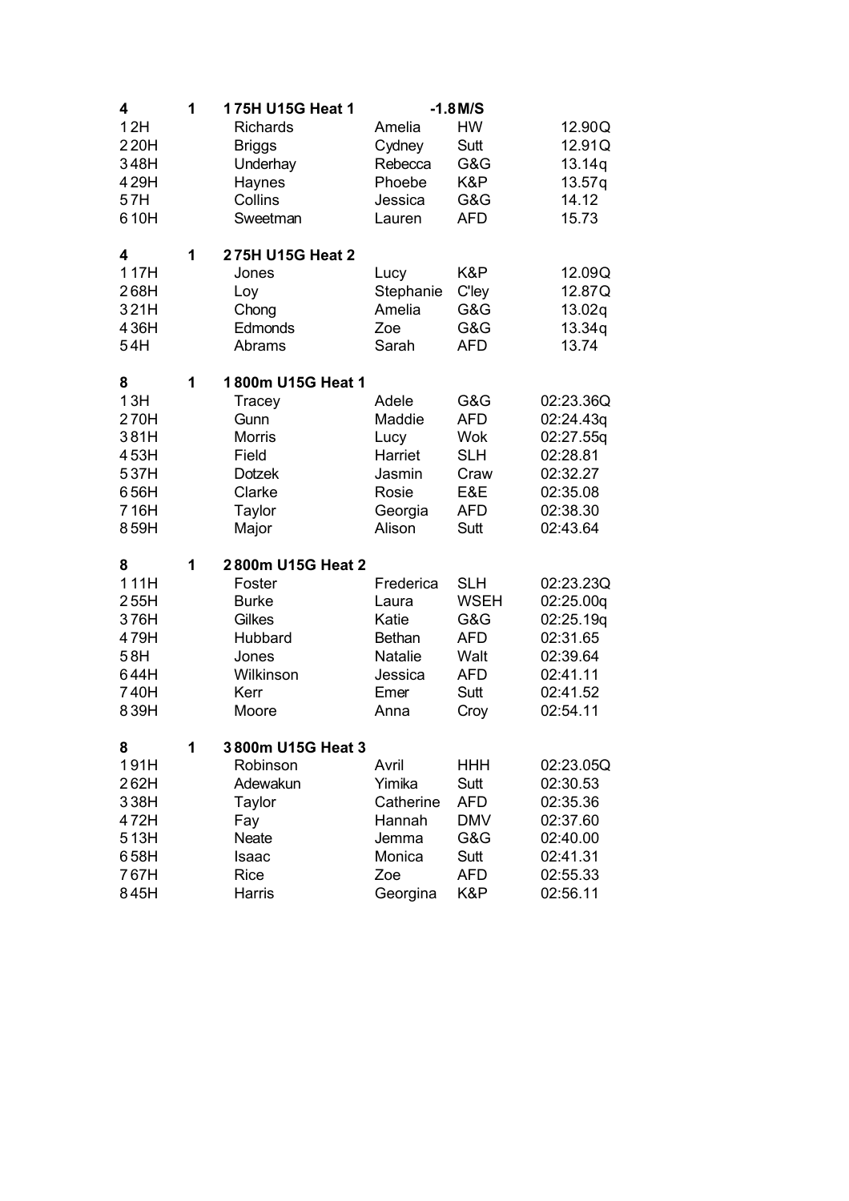| 4 | 1 | 1 75H U15G Heat 1 | | -1.8 M/S | |
|---|---|---|---|---|---|
| 1 2H | | Richards | Amelia | HW | 12.90Q |
| 2 20H | | Briggs | Cydney | Sutt | 12.91Q |
| 3 48H | | Underhay | Rebecca | G&G | 13.14q |
| 4 29H | | Haynes | Phoebe | K&P | 13.57q |
| 5 7H | | Collins | Jessica | G&G | 14.12 |
| 6 10H | | Sweetman | Lauren | AFD | 15.73 |

| 4 | 1 | 2 75H U15G Heat 2 | | | |
|---|---|---|---|---|---|
| 1 17H | | Jones | Lucy | K&P | 12.09Q |
| 2 68H | | Loy | Stephanie | C'ley | 12.87Q |
| 3 21H | | Chong | Amelia | G&G | 13.02q |
| 4 36H | | Edmonds | Zoe | G&G | 13.34q |
| 5 4H | | Abrams | Sarah | AFD | 13.74 |

| 8 | 1 | 1 800m U15G Heat 1 | | | |
|---|---|---|---|---|---|
| 1 3H | | Tracey | Adele | G&G | 02:23.36Q |
| 2 70H | | Gunn | Maddie | AFD | 02:24.43q |
| 3 81H | | Morris | Lucy | Wok | 02:27.55q |
| 4 53H | | Field | Harriet | SLH | 02:28.81 |
| 5 37H | | Dotzek | Jasmin | Craw | 02:32.27 |
| 6 56H | | Clarke | Rosie | E&E | 02:35.08 |
| 7 16H | | Taylor | Georgia | AFD | 02:38.30 |
| 8 59H | | Major | Alison | Sutt | 02:43.64 |

| 8 | 1 | 2 800m U15G Heat 2 | | | |
|---|---|---|---|---|---|
| 1 11H | | Foster | Frederica | SLH | 02:23.23Q |
| 2 55H | | Burke | Laura | WSEH | 02:25.00q |
| 3 76H | | Gilkes | Katie | G&G | 02:25.19q |
| 4 79H | | Hubbard | Bethan | AFD | 02:31.65 |
| 5 8H | | Jones | Natalie | Walt | 02:39.64 |
| 6 44H | | Wilkinson | Jessica | AFD | 02:41.11 |
| 7 40H | | Kerr | Emer | Sutt | 02:41.52 |
| 8 39H | | Moore | Anna | Croy | 02:54.11 |

| 8 | 1 | 3 800m U15G Heat 3 | | | |
|---|---|---|---|---|---|
| 1 91H | | Robinson | Avril | HHH | 02:23.05Q |
| 2 62H | | Adewakun | Yimika | Sutt | 02:30.53 |
| 3 38H | | Taylor | Catherine | AFD | 02:35.36 |
| 4 72H | | Fay | Hannah | DMV | 02:37.60 |
| 5 13H | | Neate | Jemma | G&G | 02:40.00 |
| 6 58H | | Isaac | Monica | Sutt | 02:41.31 |
| 7 67H | | Rice | Zoe | AFD | 02:55.33 |
| 8 45H | | Harris | Georgina | K&P | 02:56.11 |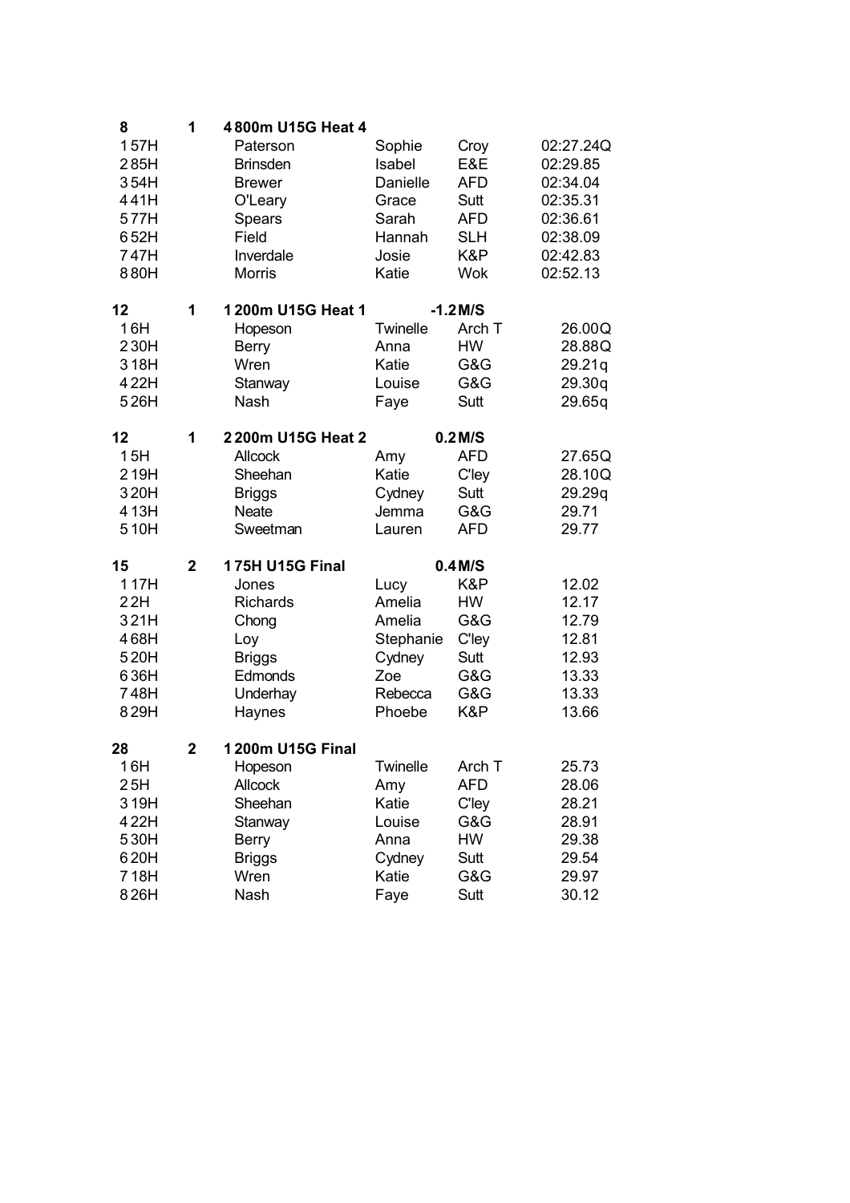| 8 | 1 | 4 800m U15G Heat 4 | | | |
|---|---|---|---|---|---|
| 1 57H | | Paterson | Sophie | Croy | 02:27.24Q |
| 2 85H | | Brinsden | Isabel | E&E | 02:29.85 |
| 3 54H | | Brewer | Danielle | AFD | 02:34.04 |
| 4 41H | | O'Leary | Grace | Sutt | 02:35.31 |
| 5 77H | | Spears | Sarah | AFD | 02:36.61 |
| 6 52H | | Field | Hannah | SLH | 02:38.09 |
| 7 47H | | Inverdale | Josie | K&P | 02:42.83 |
| 8 80H | | Morris | Katie | Wok | 02:52.13 |

| 12 | 1 | 1 200m U15G Heat 1 | | -1.2 M/S | |
|---|---|---|---|---|---|
| 1 6H | | Hopeson | Twinelle | Arch T | 26.00Q |
| 2 30H | | Berry | Anna | HW | 28.88Q |
| 3 18H | | Wren | Katie | G&G | 29.21q |
| 4 22H | | Stanway | Louise | G&G | 29.30q |
| 5 26H | | Nash | Faye | Sutt | 29.65q |

| 12 | 1 | 2 200m U15G Heat 2 | | 0.2 M/S | |
|---|---|---|---|---|---|
| 1 5H | | Allcock | Amy | AFD | 27.65Q |
| 2 19H | | Sheehan | Katie | C'ley | 28.10Q |
| 3 20H | | Briggs | Cydney | Sutt | 29.29q |
| 4 13H | | Neate | Jemma | G&G | 29.71 |
| 5 10H | | Sweetman | Lauren | AFD | 29.77 |

| 15 | 2 | 1 75H U15G Final | | 0.4 M/S | |
|---|---|---|---|---|---|
| 1 17H | | Jones | Lucy | K&P | 12.02 |
| 2 2H | | Richards | Amelia | HW | 12.17 |
| 3 21H | | Chong | Amelia | G&G | 12.79 |
| 4 68H | | Loy | Stephanie | C'ley | 12.81 |
| 5 20H | | Briggs | Cydney | Sutt | 12.93 |
| 6 36H | | Edmonds | Zoe | G&G | 13.33 |
| 7 48H | | Underhay | Rebecca | G&G | 13.33 |
| 8 29H | | Haynes | Phoebe | K&P | 13.66 |

| 28 | 2 | 1 200m U15G Final | | | |
|---|---|---|---|---|---|
| 1 6H | | Hopeson | Twinelle | Arch T | 25.73 |
| 2 5H | | Allcock | Amy | AFD | 28.06 |
| 3 19H | | Sheehan | Katie | C'ley | 28.21 |
| 4 22H | | Stanway | Louise | G&G | 28.91 |
| 5 30H | | Berry | Anna | HW | 29.38 |
| 6 20H | | Briggs | Cydney | Sutt | 29.54 |
| 7 18H | | Wren | Katie | G&G | 29.97 |
| 8 26H | | Nash | Faye | Sutt | 30.12 |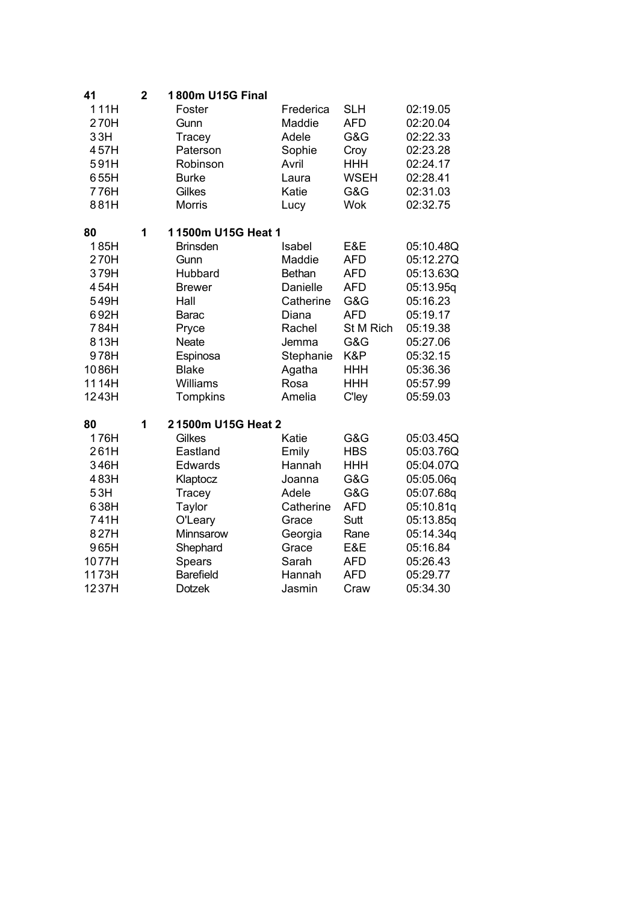| 41 | 2 | 1 800m U15G Final | | | |
|---|---|---|---|---|---|
| 1 11H | | Foster | Frederica | SLH | 02:19.05 |
| 2 70H | | Gunn | Maddie | AFD | 02:20.04 |
| 3 3H | | Tracey | Adele | G&G | 02:22.33 |
| 4 57H | | Paterson | Sophie | Croy | 02:23.28 |
| 5 91H | | Robinson | Avril | HHH | 02:24.17 |
| 6 55H | | Burke | Laura | WSEH | 02:28.41 |
| 7 76H | | Gilkes | Katie | G&G | 02:31.03 |
| 8 81H | | Morris | Lucy | Wok | 02:32.75 |

| 80 | 1 | 1 1500m U15G Heat 1 | | | |
|---|---|---|---|---|---|
| 1 85H | | Brinsden | Isabel | E&E | 05:10.48Q |
| 2 70H | | Gunn | Maddie | AFD | 05:12.27Q |
| 3 79H | | Hubbard | Bethan | AFD | 05:13.63Q |
| 4 54H | | Brewer | Danielle | AFD | 05:13.95q |
| 5 49H | | Hall | Catherine | G&G | 05:16.23 |
| 6 92H | | Barac | Diana | AFD | 05:19.17 |
| 7 84H | | Pryce | Rachel | St M Rich | 05:19.38 |
| 8 13H | | Neate | Jemma | G&G | 05:27.06 |
| 9 78H | | Espinosa | Stephanie | K&P | 05:32.15 |
| 10 86H | | Blake | Agatha | HHH | 05:36.36 |
| 11 14H | | Williams | Rosa | HHH | 05:57.99 |
| 12 43H | | Tompkins | Amelia | C'ley | 05:59.03 |

| 80 | 1 | 2 1500m U15G Heat 2 | | | |
|---|---|---|---|---|---|
| 1 76H | | Gilkes | Katie | G&G | 05:03.45Q |
| 2 61H | | Eastland | Emily | HBS | 05:03.76Q |
| 3 46H | | Edwards | Hannah | HHH | 05:04.07Q |
| 4 83H | | Klaptocz | Joanna | G&G | 05:05.06q |
| 5 3H | | Tracey | Adele | G&G | 05:07.68q |
| 6 38H | | Taylor | Catherine | AFD | 05:10.81q |
| 7 41H | | O'Leary | Grace | Sutt | 05:13.85q |
| 8 27H | | Minnsarow | Georgia | Rane | 05:14.34q |
| 9 65H | | Shephard | Grace | E&E | 05:16.84 |
| 10 77H | | Spears | Sarah | AFD | 05:26.43 |
| 11 73H | | Barefield | Hannah | AFD | 05:29.77 |
| 12 37H | | Dotzek | Jasmin | Craw | 05:34.30 |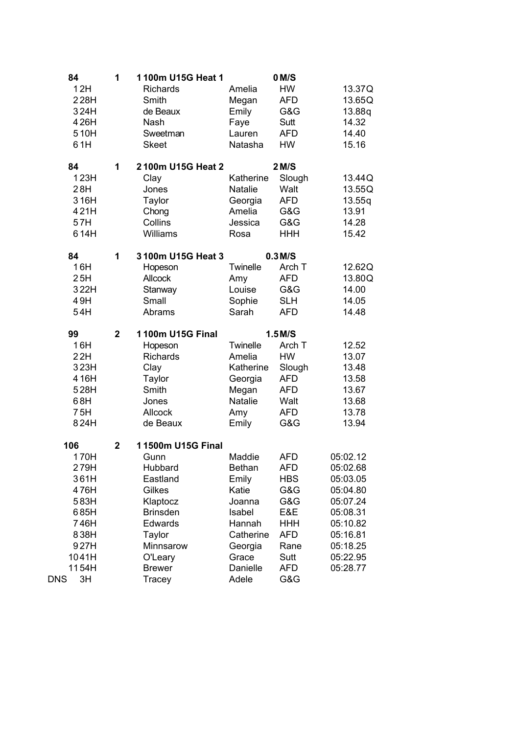| 84 | 1 | 1 100m U15G Heat 1 | | 0 M/S | |
|---|---|---|---|---|---|
| 1 2H | | Richards | Amelia | HW | 13.37Q |
| 2 28H | | Smith | Megan | AFD | 13.65Q |
| 3 24H | | de Beaux | Emily | G&G | 13.88q |
| 4 26H | | Nash | Faye | Sutt | 14.32 |
| 5 10H | | Sweetman | Lauren | AFD | 14.40 |
| 6 1H | | Skeet | Natasha | HW | 15.16 |

| 84 | 1 | 2 100m U15G Heat 2 | | 2 M/S | |
|---|---|---|---|---|---|
| 1 23H | | Clay | Katherine | Slough | 13.44Q |
| 2 8H | | Jones | Natalie | Walt | 13.55Q |
| 3 16H | | Taylor | Georgia | AFD | 13.55q |
| 4 21H | | Chong | Amelia | G&G | 13.91 |
| 5 7H | | Collins | Jessica | G&G | 14.28 |
| 6 14H | | Williams | Rosa | HHH | 15.42 |

| 84 | 1 | 3 100m U15G Heat 3 | | 0.3 M/S | |
|---|---|---|---|---|---|
| 1 6H | | Hopeson | Twinelle | Arch T | 12.62Q |
| 2 5H | | Allcock | Amy | AFD | 13.80Q |
| 3 22H | | Stanway | Louise | G&G | 14.00 |
| 4 9H | | Small | Sophie | SLH | 14.05 |
| 5 4H | | Abrams | Sarah | AFD | 14.48 |

| 99 | 2 | 1 100m U15G Final | | 1.5 M/S | |
|---|---|---|---|---|---|
| 1 6H | | Hopeson | Twinelle | Arch T | 12.52 |
| 2 2H | | Richards | Amelia | HW | 13.07 |
| 3 23H | | Clay | Katherine | Slough | 13.48 |
| 4 16H | | Taylor | Georgia | AFD | 13.58 |
| 5 28H | | Smith | Megan | AFD | 13.67 |
| 6 8H | | Jones | Natalie | Walt | 13.68 |
| 7 5H | | Allcock | Amy | AFD | 13.78 |
| 8 24H | | de Beaux | Emily | G&G | 13.94 |

| 106 | 2 | 1 1500m U15G Final | | | |
|---|---|---|---|---|---|
| 1 70H | | Gunn | Maddie | AFD | 05:02.12 |
| 2 79H | | Hubbard | Bethan | AFD | 05:02.68 |
| 3 61H | | Eastland | Emily | HBS | 05:03.05 |
| 4 76H | | Gilkes | Katie | G&G | 05:04.80 |
| 5 83H | | Klaptocz | Joanna | G&G | 05:07.24 |
| 6 85H | | Brinsden | Isabel | E&E | 05:08.31 |
| 7 46H | | Edwards | Hannah | HHH | 05:10.82 |
| 8 38H | | Taylor | Catherine | AFD | 05:16.81 |
| 9 27H | | Minnsarow | Georgia | Rane | 05:18.25 |
| 10 41H | | O'Leary | Grace | Sutt | 05:22.95 |
| 11 54H | | Brewer | Danielle | AFD | 05:28.77 |
| DNS 3H | | Tracey | Adele | G&G | |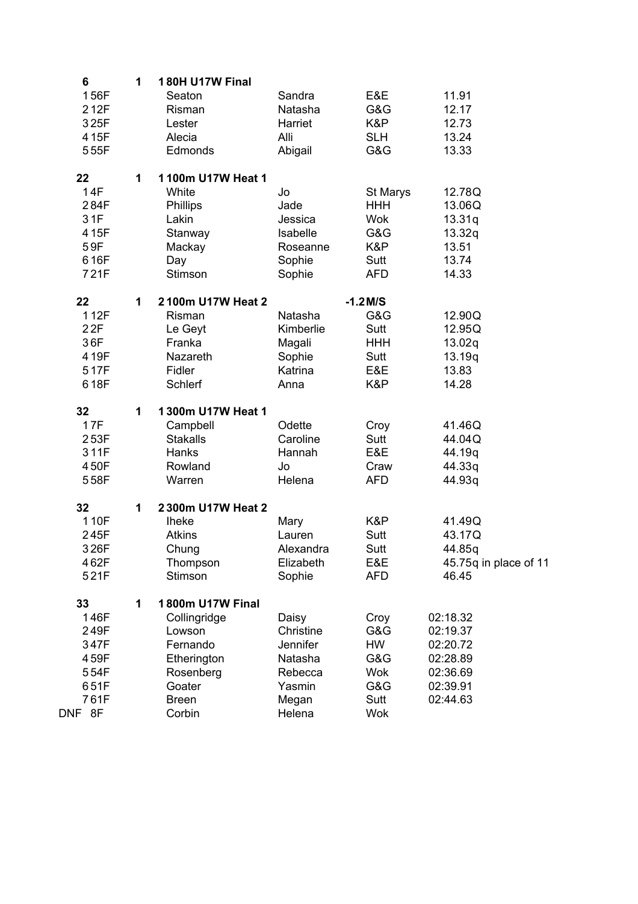| | | | | | |
|---|---|---|---|---|---|
| **6** | **1** | **1 80H U17W Final** | | | |
| 1 56F | | Seaton | Sandra | E&E | 11.91 |
| 2 12F | | Risman | Natasha | G&G | 12.17 |
| 3 25F | | Lester | Harriet | K&P | 12.73 |
| 4 15F | | Alecia | Alli | SLH | 13.24 |
| 5 55F | | Edmonds | Abigail | G&G | 13.33 |
| | | | | | |
| **22** | **1** | **1 100m U17W Heat 1** | | | |
| 1 4F | | White | Jo | St Marys | 12.78Q |
| 2 84F | | Phillips | Jade | HHH | 13.06Q |
| 3 1F | | Lakin | Jessica | Wok | 13.31q |
| 4 15F | | Stanway | Isabelle | G&G | 13.32q |
| 5 9F | | Mackay | Roseanne | K&P | 13.51 |
| 6 16F | | Day | Sophie | Sutt | 13.74 |
| 7 21F | | Stimson | Sophie | AFD | 14.33 |
| | | | | | |
| **22** | **1** | **2 100m U17W Heat 2** | | **-1.2 M/S** | |
| 1 12F | | Risman | Natasha | G&G | 12.90Q |
| 2 2F | | Le Geyt | Kimberlie | Sutt | 12.95Q |
| 3 6F | | Franka | Magali | HHH | 13.02q |
| 4 19F | | Nazareth | Sophie | Sutt | 13.19q |
| 5 17F | | Fidler | Katrina | E&E | 13.83 |
| 6 18F | | Schlerf | Anna | K&P | 14.28 |
| | | | | | |
| **32** | **1** | **1 300m U17W Heat 1** | | | |
| 1 7F | | Campbell | Odette | Croy | 41.46Q |
| 2 53F | | Stakalls | Caroline | Sutt | 44.04Q |
| 3 11F | | Hanks | Hannah | E&E | 44.19q |
| 4 50F | | Rowland | Jo | Craw | 44.33q |
| 5 58F | | Warren | Helena | AFD | 44.93q |
| | | | | | |
| **32** | **1** | **2 300m U17W Heat 2** | | | |
| 1 10F | | Iheke | Mary | K&P | 41.49Q |
| 2 45F | | Atkins | Lauren | Sutt | 43.17Q |
| 3 26F | | Chung | Alexandra | Sutt | 44.85q |
| 4 62F | | Thompson | Elizabeth | E&E | 45.75q in place of 11 |
| 5 21F | | Stimson | Sophie | AFD | 46.45 |
| | | | | | |
| **33** | **1** | **1 800m U17W Final** | | | |
| 1 46F | | Collingridge | Daisy | Croy | 02:18.32 |
| 2 49F | | Lowson | Christine | G&G | 02:19.37 |
| 3 47F | | Fernando | Jennifer | HW | 02:20.72 |
| 4 59F | | Etherington | Natasha | G&G | 02:28.89 |
| 5 54F | | Rosenberg | Rebecca | Wok | 02:36.69 |
| 6 51F | | Goater | Yasmin | G&G | 02:39.91 |
| 7 61F | | Breen | Megan | Sutt | 02:44.63 |
| DNF 8F | | Corbin | Helena | Wok | |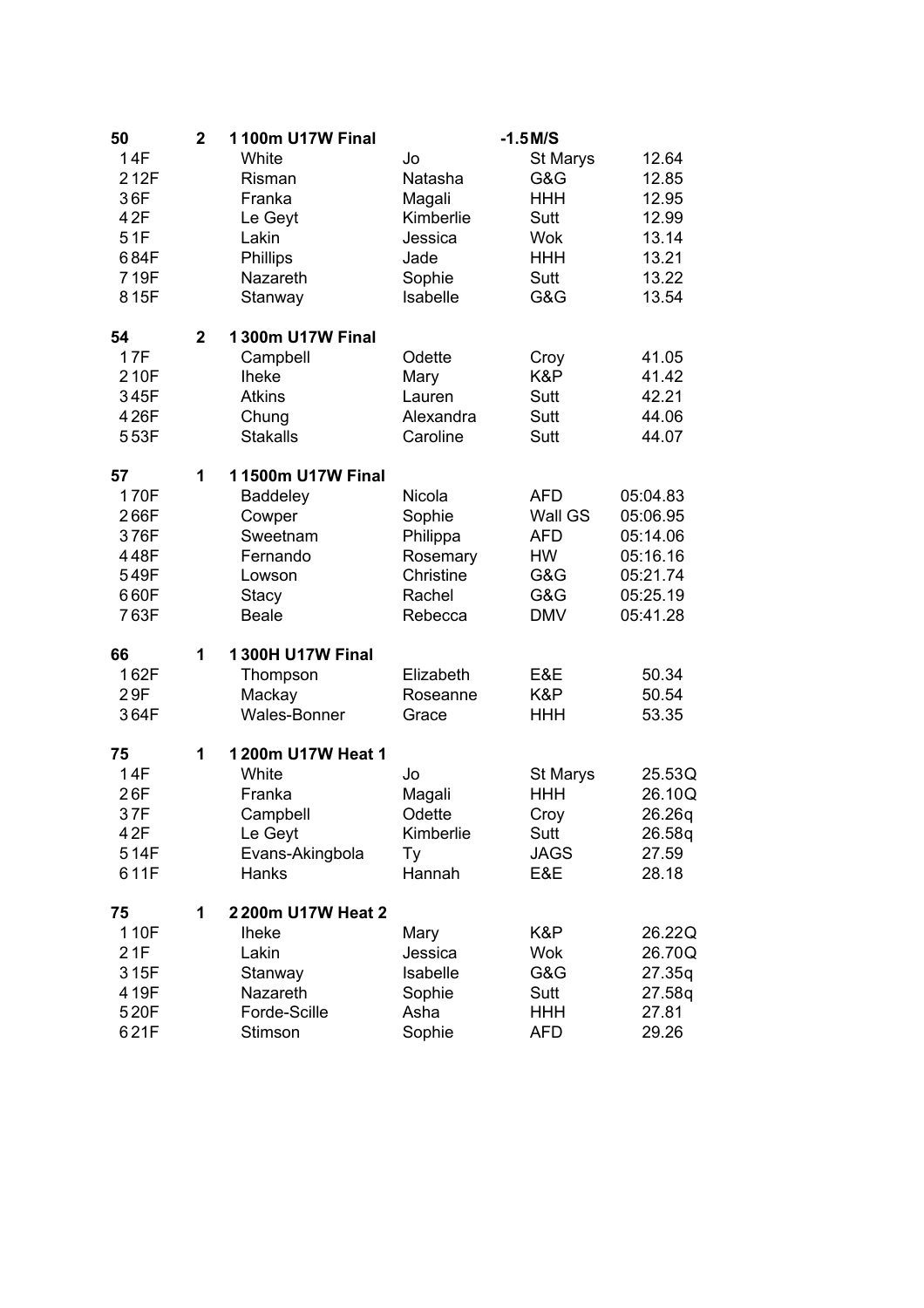| 50 | 2 | 1 100m U17W Final | | -1.5 M/S | |
|---|---|---|---|---|---|
| 1 4F | | White | Jo | St Marys | 12.64 |
| 2 12F | | Risman | Natasha | G&G | 12.85 |
| 3 6F | | Franka | Magali | HHH | 12.95 |
| 4 2F | | Le Geyt | Kimberlie | Sutt | 12.99 |
| 5 1F | | Lakin | Jessica | Wok | 13.14 |
| 6 84F | | Phillips | Jade | HHH | 13.21 |
| 7 19F | | Nazareth | Sophie | Sutt | 13.22 |
| 8 15F | | Stanway | Isabelle | G&G | 13.54 |

| 54 | 2 | 1 300m U17W Final | | | |
|---|---|---|---|---|---|
| 1 7F | | Campbell | Odette | Croy | 41.05 |
| 2 10F | | Iheke | Mary | K&P | 41.42 |
| 3 45F | | Atkins | Lauren | Sutt | 42.21 |
| 4 26F | | Chung | Alexandra | Sutt | 44.06 |
| 5 53F | | Stakalls | Caroline | Sutt | 44.07 |

| 57 | 1 | 1 1500m U17W Final | | | |
|---|---|---|---|---|---|
| 1 70F | | Baddeley | Nicola | AFD | 05:04.83 |
| 2 66F | | Cowper | Sophie | Wall GS | 05:06.95 |
| 3 76F | | Sweetnam | Philippa | AFD | 05:14.06 |
| 4 48F | | Fernando | Rosemary | HW | 05:16.16 |
| 5 49F | | Lowson | Christine | G&G | 05:21.74 |
| 6 60F | | Stacy | Rachel | G&G | 05:25.19 |
| 7 63F | | Beale | Rebecca | DMV | 05:41.28 |

| 66 | 1 | 1 300H U17W Final | | | |
|---|---|---|---|---|---|
| 1 62F | | Thompson | Elizabeth | E&E | 50.34 |
| 2 9F | | Mackay | Roseanne | K&P | 50.54 |
| 3 64F | | Wales-Bonner | Grace | HHH | 53.35 |

| 75 | 1 | 1 200m U17W Heat 1 | | | |
|---|---|---|---|---|---|
| 1 4F | | White | Jo | St Marys | 25.53Q |
| 2 6F | | Franka | Magali | HHH | 26.10Q |
| 3 7F | | Campbell | Odette | Croy | 26.26q |
| 4 2F | | Le Geyt | Kimberlie | Sutt | 26.58q |
| 5 14F | | Evans-Akingbola | Ty | JAGS | 27.59 |
| 6 11F | | Hanks | Hannah | E&E | 28.18 |

| 75 | 1 | 2 200m U17W Heat 2 | | | |
|---|---|---|---|---|---|
| 1 10F | | Iheke | Mary | K&P | 26.22Q |
| 2 1F | | Lakin | Jessica | Wok | 26.70Q |
| 3 15F | | Stanway | Isabelle | G&G | 27.35q |
| 4 19F | | Nazareth | Sophie | Sutt | 27.58q |
| 5 20F | | Forde-Scille | Asha | HHH | 27.81 |
| 6 21F | | Stimson | Sophie | AFD | 29.26 |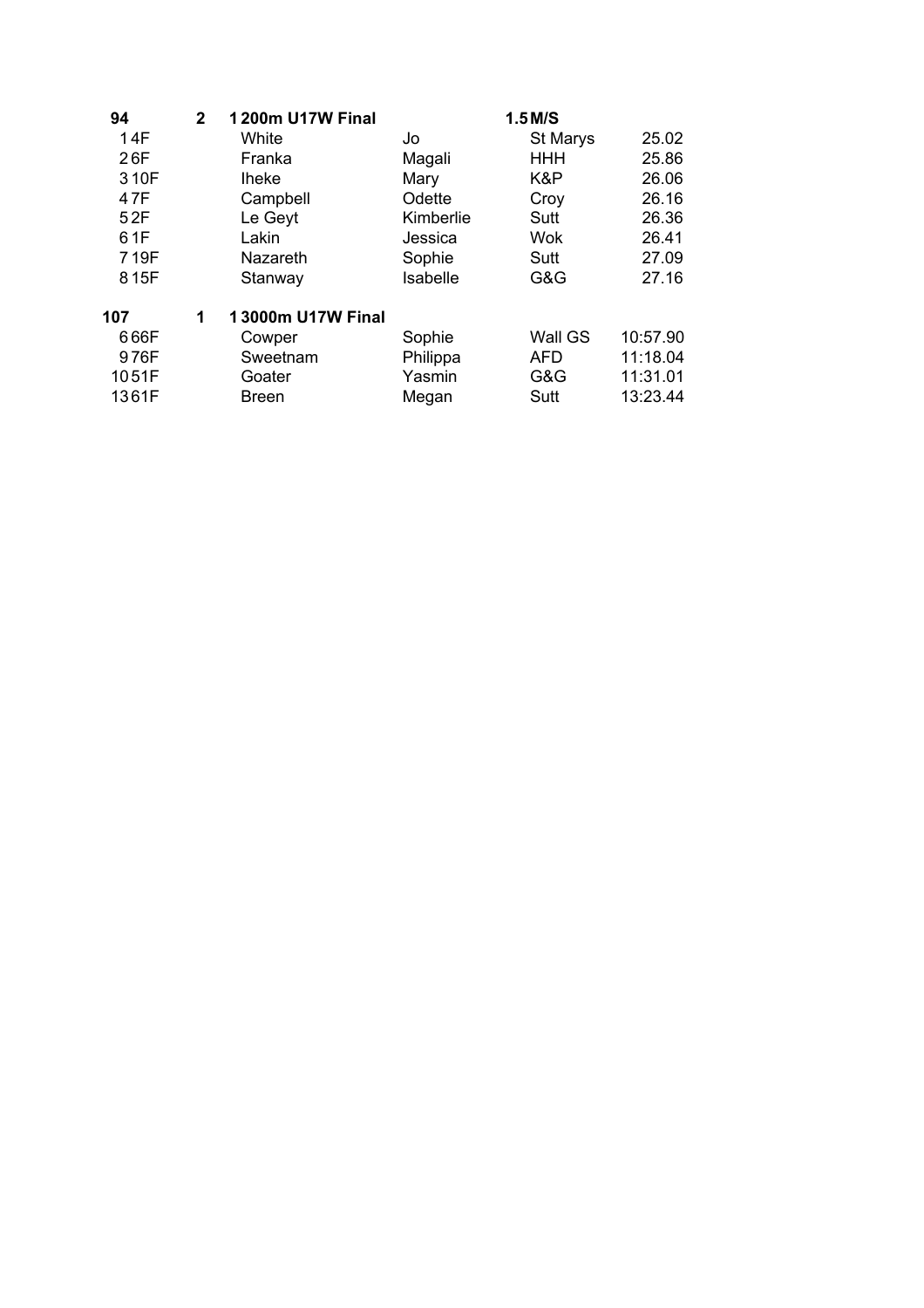| 94 | 2 | 1 200m U17W Final | | 1.5 M/S | |
|---|---|---|---|---|---|
| 1 4F | | White | Jo | St Marys | 25.02 |
| 2 6F | | Franka | Magali | HHH | 25.86 |
| 3 10F | | Iheke | Mary | K&P | 26.06 |
| 4 7F | | Campbell | Odette | Croy | 26.16 |
| 5 2F | | Le Geyt | Kimberlie | Sutt | 26.36 |
| 6 1F | | Lakin | Jessica | Wok | 26.41 |
| 7 19F | | Nazareth | Sophie | Sutt | 27.09 |
| 8 15F | | Stanway | Isabelle | G&G | 27.16 |

| 107 | 1 | 1 3000m U17W Final | | | |
|---|---|---|---|---|---|
| 6 66F | | Cowper | Sophie | Wall GS | 10:57.90 |
| 9 76F | | Sweetnam | Philippa | AFD | 11:18.04 |
| 10 51F | | Goater | Yasmin | G&G | 11:31.01 |
| 13 61F | | Breen | Megan | Sutt | 13:23.44 |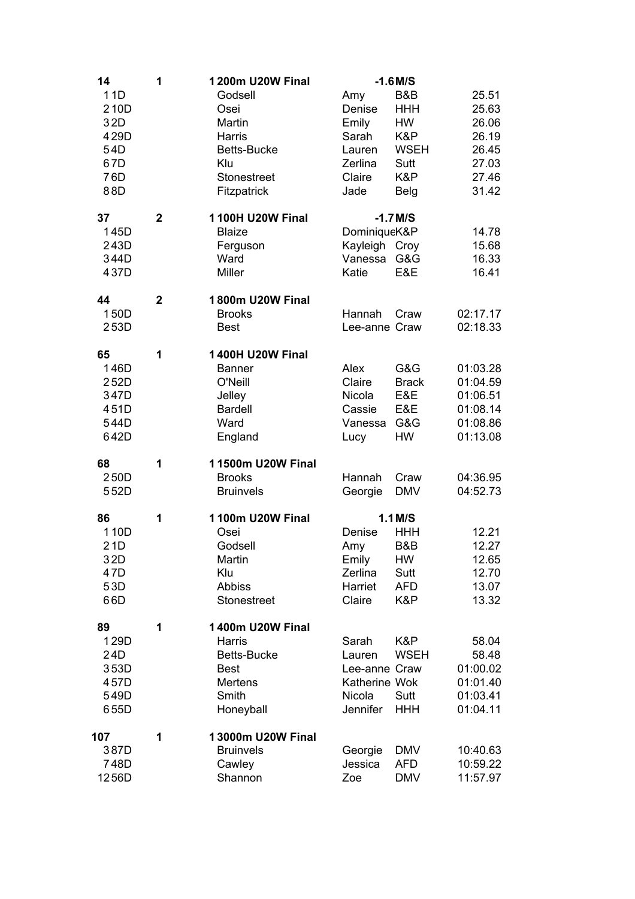| 14 | 1 | 1 200m U20W Final | -1.6 M/S | | |
|---|---|---|---|---|---|
| 1 1D | | Godsell | Amy | B&B | 25.51 |
| 2 10D | | Osei | Denise | HHH | 25.63 |
| 3 2D | | Martin | Emily | HW | 26.06 |
| 4 29D | | Harris | Sarah | K&P | 26.19 |
| 5 4D | | Betts-Bucke | Lauren | WSEH | 26.45 |
| 6 7D | | Klu | Zerlina | Sutt | 27.03 |
| 7 6D | | Stonestreet | Claire | K&P | 27.46 |
| 8 8D | | Fitzpatrick | Jade | Belg | 31.42 |

| 37 | 2 | 1 100H U20W Final | -1.7 M/S | | |
|---|---|---|---|---|---|
| 1 45D | | Blaize | Dominique | K&P | 14.78 |
| 2 43D | | Ferguson | Kayleigh | Croy | 15.68 |
| 3 44D | | Ward | Vanessa | G&G | 16.33 |
| 4 37D | | Miller | Katie | E&E | 16.41 |

| 44 | 2 | 1 800m U20W Final | | | |
|---|---|---|---|---|---|
| 1 50D | | Brooks | Hannah | Craw | 02:17.17 |
| 2 53D | | Best | Lee-anne | Craw | 02:18.33 |

| 65 | 1 | 1 400H U20W Final | | | |
|---|---|---|---|---|---|
| 1 46D | | Banner | Alex | G&G | 01:03.28 |
| 2 52D | | O'Neill | Claire | Brack | 01:04.59 |
| 3 47D | | Jelley | Nicola | E&E | 01:06.51 |
| 4 51D | | Bardell | Cassie | E&E | 01:08.14 |
| 5 44D | | Ward | Vanessa | G&G | 01:08.86 |
| 6 42D | | England | Lucy | HW | 01:13.08 |

| 68 | 1 | 1 1500m U20W Final | | | |
|---|---|---|---|---|---|
| 2 50D | | Brooks | Hannah | Craw | 04:36.95 |
| 5 52D | | Bruinvels | Georgie | DMV | 04:52.73 |

| 86 | 1 | 1 100m U20W Final | 1.1 M/S | | |
|---|---|---|---|---|---|
| 1 10D | | Osei | Denise | HHH | 12.21 |
| 2 1D | | Godsell | Amy | B&B | 12.27 |
| 3 2D | | Martin | Emily | HW | 12.65 |
| 4 7D | | Klu | Zerlina | Sutt | 12.70 |
| 5 3D | | Abbiss | Harriet | AFD | 13.07 |
| 6 6D | | Stonestreet | Claire | K&P | 13.32 |

| 89 | 1 | 1 400m U20W Final | | | |
|---|---|---|---|---|---|
| 1 29D | | Harris | Sarah | K&P | 58.04 |
| 2 4D | | Betts-Bucke | Lauren | WSEH | 58.48 |
| 3 53D | | Best | Lee-anne | Craw | 01:00.02 |
| 4 57D | | Mertens | Katherine | Wok | 01:01.40 |
| 5 49D | | Smith | Nicola | Sutt | 01:03.41 |
| 6 55D | | Honeyball | Jennifer | HHH | 01:04.11 |

| 107 | 1 | 1 3000m U20W Final | | | |
|---|---|---|---|---|---|
| 3 87D | | Bruinvels | Georgie | DMV | 10:40.63 |
| 7 48D | | Cawley | Jessica | AFD | 10:59.22 |
| 12 56D | | Shannon | Zoe | DMV | 11:57.97 |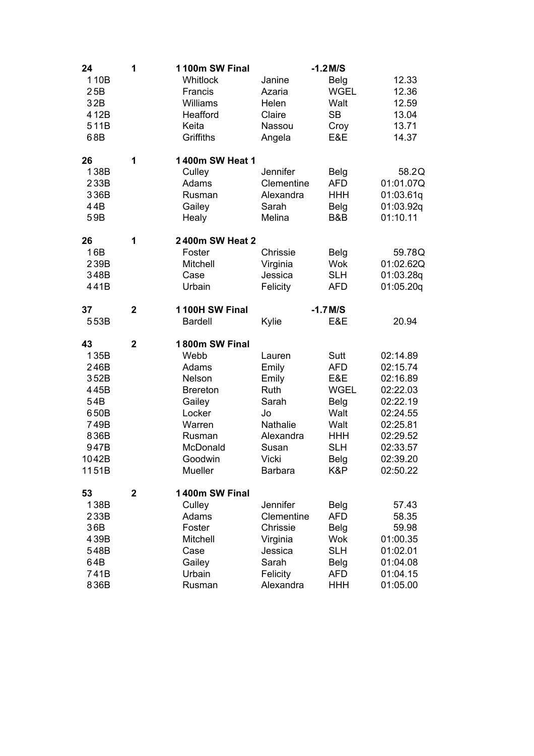| 24 | 1 | 1 100m SW Final | | -1.2 M/S | |
|---|---|---|---|---|---|
| 1 10B | | Whitlock | Janine | Belg | 12.33 |
| 2 5B | | Francis | Azaria | WGEL | 12.36 |
| 3 2B | | Williams | Helen | Walt | 12.59 |
| 4 12B | | Heafford | Claire | SB | 13.04 |
| 5 11B | | Keita | Nassou | Croy | 13.71 |
| 6 8B | | Griffiths | Angela | E&E | 14.37 |

| 26 | 1 | 1 400m SW Heat 1 | | | |
|---|---|---|---|---|---|
| 1 38B | | Culley | Jennifer | Belg | 58.2Q |
| 2 33B | | Adams | Clementine | AFD | 01:01.07Q |
| 3 36B | | Rusman | Alexandra | HHH | 01:03.61q |
| 4 4B | | Gailey | Sarah | Belg | 01:03.92q |
| 5 9B | | Healy | Melina | B&B | 01:10.11 |

| 26 | 1 | 2 400m SW Heat 2 | | | |
|---|---|---|---|---|---|
| 1 6B | | Foster | Chrissie | Belg | 59.78Q |
| 2 39B | | Mitchell | Virginia | Wok | 01:02.62Q |
| 3 48B | | Case | Jessica | SLH | 01:03.28q |
| 4 41B | | Urbain | Felicity | AFD | 01:05.20q |

| 37 | 2 | 1 100H SW Final | | -1.7 M/S | |
|---|---|---|---|---|---|
| 5 53B | | Bardell | Kylie | E&E | 20.94 |

| 43 | 2 | 1 800m SW Final | | | |
|---|---|---|---|---|---|
| 1 35B | | Webb | Lauren | Sutt | 02:14.89 |
| 2 46B | | Adams | Emily | AFD | 02:15.74 |
| 3 52B | | Nelson | Emily | E&E | 02:16.89 |
| 4 45B | | Brereton | Ruth | WGEL | 02:22.03 |
| 5 4B | | Gailey | Sarah | Belg | 02:22.19 |
| 6 50B | | Locker | Jo | Walt | 02:24.55 |
| 7 49B | | Warren | Nathalie | Walt | 02:25.81 |
| 8 36B | | Rusman | Alexandra | HHH | 02:29.52 |
| 9 47B | | McDonald | Susan | SLH | 02:33.57 |
| 10 42B | | Goodwin | Vicki | Belg | 02:39.20 |
| 11 51B | | Mueller | Barbara | K&P | 02:50.22 |

| 53 | 2 | 1 400m SW Final | | | |
|---|---|---|---|---|---|
| 1 38B | | Culley | Jennifer | Belg | 57.43 |
| 2 33B | | Adams | Clementine | AFD | 58.35 |
| 3 6B | | Foster | Chrissie | Belg | 59.98 |
| 4 39B | | Mitchell | Virginia | Wok | 01:00.35 |
| 5 48B | | Case | Jessica | SLH | 01:02.01 |
| 6 4B | | Gailey | Sarah | Belg | 01:04.08 |
| 7 41B | | Urbain | Felicity | AFD | 01:04.15 |
| 8 36B | | Rusman | Alexandra | HHH | 01:05.00 |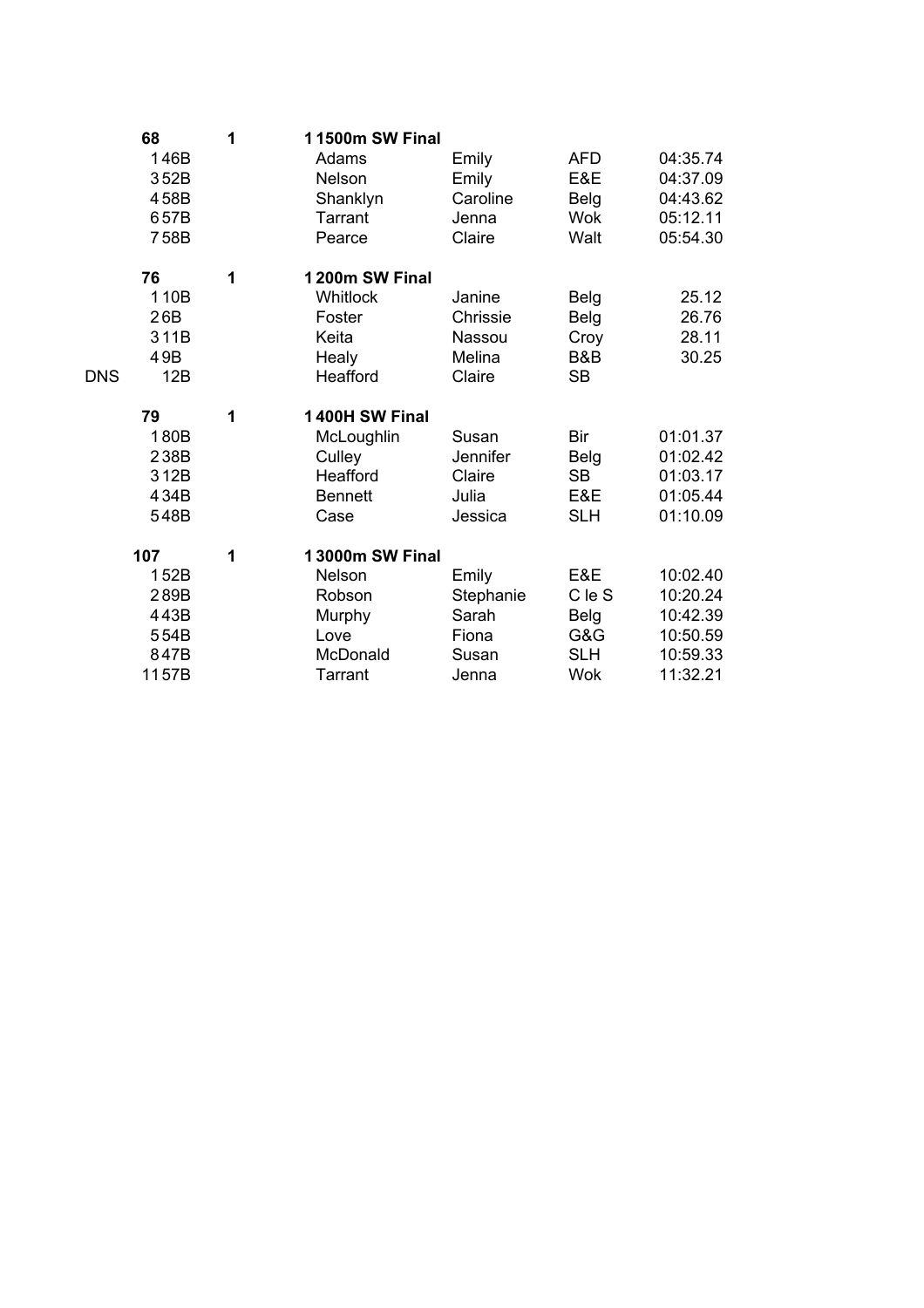| | | | | | | |
|---|---|---|---|---|---|---|
| | **68** | **1** | **1 1500m SW Final** | | | |
| | 1 46B | | Adams | Emily | AFD | 04:35.74 |
| | 3 52B | | Nelson | Emily | E&E | 04:37.09 |
| | 4 58B | | Shanklyn | Caroline | Belg | 04:43.62 |
| | 6 57B | | Tarrant | Jenna | Wok | 05:12.11 |
| | 7 58B | | Pearce | Claire | Walt | 05:54.30 |
| | | | | | | |
| | **76** | **1** | **1 200m SW Final** | | | |
| | 1 10B | | Whitlock | Janine | Belg | 25.12 |
| | 2 6B | | Foster | Chrissie | Belg | 26.76 |
| | 3 11B | | Keita | Nassou | Croy | 28.11 |
| | 4 9B | | Healy | Melina | B&B | 30.25 |
| DNS | 12B | | Heafford | Claire | SB | |
| | | | | | | |
| | **79** | **1** | **1 400H SW Final** | | | |
| | 1 80B | | McLoughlin | Susan | Bir | 01:01.37 |
| | 2 38B | | Culley | Jennifer | Belg | 01:02.42 |
| | 3 12B | | Heafford | Claire | SB | 01:03.17 |
| | 4 34B | | Bennett | Julia | E&E | 01:05.44 |
| | 5 48B | | Case | Jessica | SLH | 01:10.09 |
| | | | | | | |
| | **107** | **1** | **1 3000m SW Final** | | | |
| | 1 52B | | Nelson | Emily | E&E | 10:02.40 |
| | 2 89B | | Robson | Stephanie | C le S | 10:20.24 |
| | 4 43B | | Murphy | Sarah | Belg | 10:42.39 |
| | 5 54B | | Love | Fiona | G&G | 10:50.59 |
| | 8 47B | | McDonald | Susan | SLH | 10:59.33 |
| | 11 57B | | Tarrant | Jenna | Wok | 11:32.21 |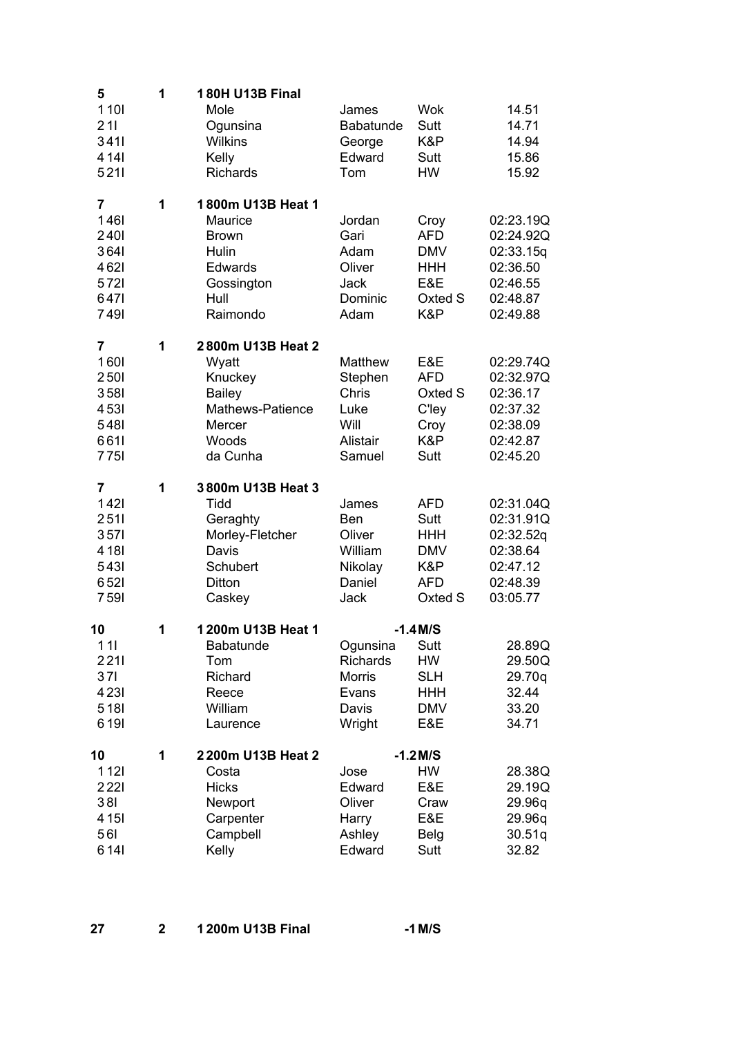| 5 | 1 | **1 80H U13B Final** | | | |
|---|---|---|---|---|---|
| 1 10I | | Mole | James | Wok | 14.51 |
| 2 1I | | Ogunsina | Babatunde | Sutt | 14.71 |
| 3 41I | | Wilkins | George | K&P | 14.94 |
| 4 14I | | Kelly | Edward | Sutt | 15.86 |
| 5 21I | | Richards | Tom | HW | 15.92 |

| 7 | 1 | **1 800m U13B Heat 1** | | | |
|---|---|---|---|---|---|
| 1 46I | | Maurice | Jordan | Croy | 02:23.19Q |
| 2 40I | | Brown | Gari | AFD | 02:24.92Q |
| 3 64I | | Hulin | Adam | DMV | 02:33.15q |
| 4 62I | | Edwards | Oliver | HHH | 02:36.50 |
| 5 72I | | Gossington | Jack | E&E | 02:46.55 |
| 6 47I | | Hull | Dominic | Oxted S | 02:48.87 |
| 7 49I | | Raimondo | Adam | K&P | 02:49.88 |

| 7 | 1 | **2 800m U13B Heat 2** | | | |
|---|---|---|---|---|---|
| 1 60I | | Wyatt | Matthew | E&E | 02:29.74Q |
| 2 50I | | Knuckey | Stephen | AFD | 02:32.97Q |
| 3 58I | | Bailey | Chris | Oxted S | 02:36.17 |
| 4 53I | | Mathews-Patience | Luke | C'ley | 02:37.32 |
| 5 48I | | Mercer | Will | Croy | 02:38.09 |
| 6 61I | | Woods | Alistair | K&P | 02:42.87 |
| 7 75I | | da Cunha | Samuel | Sutt | 02:45.20 |

| 7 | 1 | **3 800m U13B Heat 3** | | | |
|---|---|---|---|---|---|
| 1 42I | | Tidd | James | AFD | 02:31.04Q |
| 2 51I | | Geraghty | Ben | Sutt | 02:31.91Q |
| 3 57I | | Morley-Fletcher | Oliver | HHH | 02:32.52q |
| 4 18I | | Davis | William | DMV | 02:38.64 |
| 5 43I | | Schubert | Nikolay | K&P | 02:47.12 |
| 6 52I | | Ditton | Daniel | AFD | 02:48.39 |
| 7 59I | | Caskey | Jack | Oxted S | 03:05.77 |

| 10 | 1 | **1 200m U13B Heat 1** | **-1.4 M/S** | | |
|---|---|---|---|---|---|
| 1 1I | | Babatunde | Ogunsina | Sutt | 28.89Q |
| 2 21I | | Tom | Richards | HW | 29.50Q |
| 3 7I | | Richard | Morris | SLH | 29.70q |
| 4 23I | | Reece | Evans | HHH | 32.44 |
| 5 18I | | William | Davis | DMV | 33.20 |
| 6 19I | | Laurence | Wright | E&E | 34.71 |

| 10 | 1 | **2 200m U13B Heat 2** | **-1.2 M/S** | | |
|---|---|---|---|---|---|
| 1 12I | | Costa | Jose | HW | 28.38Q |
| 2 22I | | Hicks | Edward | E&E | 29.19Q |
| 3 8I | | Newport | Oliver | Craw | 29.96q |
| 4 15I | | Carpenter | Harry | E&E | 29.96q |
| 5 6I | | Campbell | Ashley | Belg | 30.51q |
| 6 14I | | Kelly | Edward | Sutt | 32.82 |

| 27 | 2 | **1 200m U13B Final** | **-1 M/S** | | |
|---|---|---|---|---|---|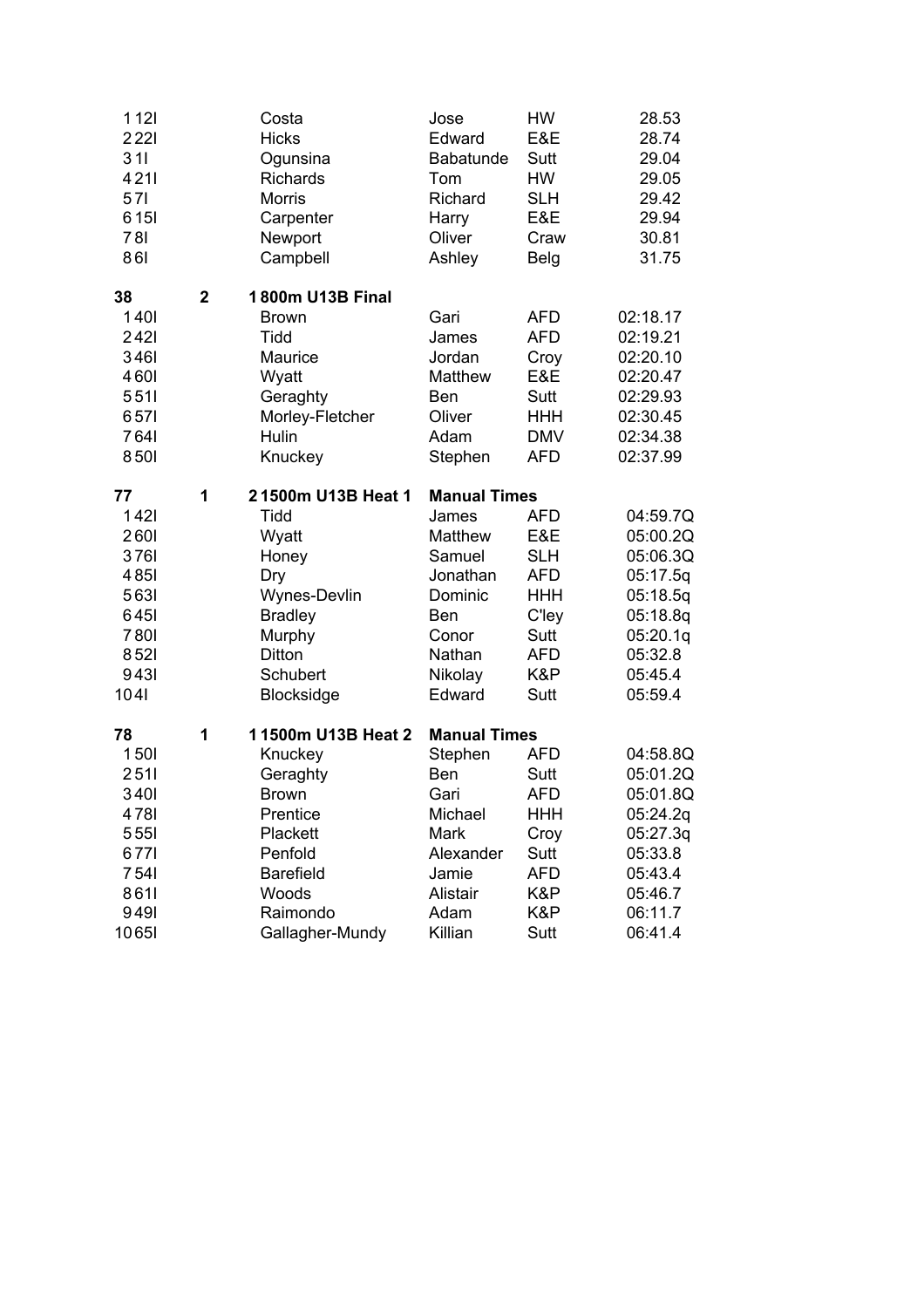| | | | | | |
|---|---|---|---|---|---|
| 1 12I | | Costa | Jose | HW | 28.53 |
| 2 22I | | Hicks | Edward | E&E | 28.74 |
| 3 1I | | Ogunsina | Babatunde | Sutt | 29.04 |
| 4 21I | | Richards | Tom | HW | 29.05 |
| 5 7I | | Morris | Richard | SLH | 29.42 |
| 6 15I | | Carpenter | Harry | E&E | 29.94 |
| 7 8I | | Newport | Oliver | Craw | 30.81 |
| 8 6I | | Campbell | Ashley | Belg | 31.75 |

| | | | | | |
|---|---|---|---|---|---|
| **38** | **2** | **1 800m U13B Final** | | | |
| 1 40I | | Brown | Gari | AFD | 02:18.17 |
| 2 42I | | Tidd | James | AFD | 02:19.21 |
| 3 46I | | Maurice | Jordan | Croy | 02:20.10 |
| 4 60I | | Wyatt | Matthew | E&E | 02:20.47 |
| 5 51I | | Geraghty | Ben | Sutt | 02:29.93 |
| 6 57I | | Morley-Fletcher | Oliver | HHH | 02:30.45 |
| 7 64I | | Hulin | Adam | DMV | 02:34.38 |
| 8 50I | | Knuckey | Stephen | AFD | 02:37.99 |

| | | | | | |
|---|---|---|---|---|---|
| **77** | **1** | **2 1500m U13B Heat 1** | **Manual Times** | | |
| 1 42I | | Tidd | James | AFD | 04:59.7Q |
| 2 60I | | Wyatt | Matthew | E&E | 05:00.2Q |
| 3 76I | | Honey | Samuel | SLH | 05:06.3Q |
| 4 85I | | Dry | Jonathan | AFD | 05:17.5q |
| 5 63I | | Wynes-Devlin | Dominic | HHH | 05:18.5q |
| 6 45I | | Bradley | Ben | C'ley | 05:18.8q |
| 7 80I | | Murphy | Conor | Sutt | 05:20.1q |
| 8 52I | | Ditton | Nathan | AFD | 05:32.8 |
| 9 43I | | Schubert | Nikolay | K&P | 05:45.4 |
| 10 4I | | Blocksidge | Edward | Sutt | 05:59.4 |

| | | | | | |
|---|---|---|---|---|---|
| **78** | **1** | **1 1500m U13B Heat 2** | **Manual Times** | | |
| 1 50I | | Knuckey | Stephen | AFD | 04:58.8Q |
| 2 51I | | Geraghty | Ben | Sutt | 05:01.2Q |
| 3 40I | | Brown | Gari | AFD | 05:01.8Q |
| 4 78I | | Prentice | Michael | HHH | 05:24.2q |
| 5 55I | | Plackett | Mark | Croy | 05:27.3q |
| 6 77I | | Penfold | Alexander | Sutt | 05:33.8 |
| 7 54I | | Barefield | Jamie | AFD | 05:43.4 |
| 8 61I | | Woods | Alistair | K&P | 05:46.7 |
| 9 49I | | Raimondo | Adam | K&P | 06:11.7 |
| 10 65I | | Gallagher-Mundy | Killian | Sutt | 06:41.4 |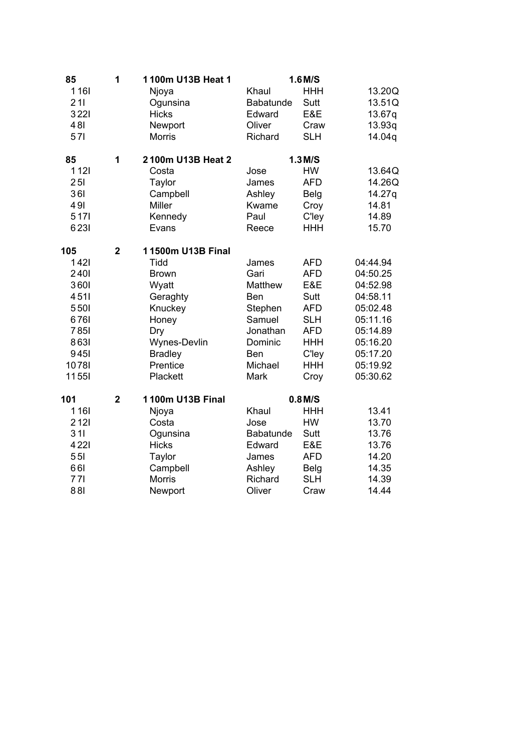| 85 | 1 | 1 100m U13B Heat 1 | | 1.6 M/S | |
|---|---|---|---|---|---|
| 1 16I | | Njoya | Khaul | HHH | 13.20Q |
| 2 1I | | Ogunsina | Babatunde | Sutt | 13.51Q |
| 3 22I | | Hicks | Edward | E&E | 13.67q |
| 4 8I | | Newport | Oliver | Craw | 13.93q |
| 5 7I | | Morris | Richard | SLH | 14.04q |

| 85 | 1 | 2 100m U13B Heat 2 | | 1.3 M/S | |
|---|---|---|---|---|---|
| 1 12I | | Costa | Jose | HW | 13.64Q |
| 2 5I | | Taylor | James | AFD | 14.26Q |
| 3 6I | | Campbell | Ashley | Belg | 14.27q |
| 4 9I | | Miller | Kwame | Croy | 14.81 |
| 5 17I | | Kennedy | Paul | C'ley | 14.89 |
| 6 23I | | Evans | Reece | HHH | 15.70 |

| 105 | 2 | 1 1500m U13B Final | | | |
|---|---|---|---|---|---|
| 1 42I | | Tidd | James | AFD | 04:44.94 |
| 2 40I | | Brown | Gari | AFD | 04:50.25 |
| 3 60I | | Wyatt | Matthew | E&E | 04:52.98 |
| 4 51I | | Geraghty | Ben | Sutt | 04:58.11 |
| 5 50I | | Knuckey | Stephen | AFD | 05:02.48 |
| 6 76I | | Honey | Samuel | SLH | 05:11.16 |
| 7 85I | | Dry | Jonathan | AFD | 05:14.89 |
| 8 63I | | Wynes-Devlin | Dominic | HHH | 05:16.20 |
| 9 45I | | Bradley | Ben | C'ley | 05:17.20 |
| 10 78I | | Prentice | Michael | HHH | 05:19.92 |
| 11 55I | | Plackett | Mark | Croy | 05:30.62 |

| 101 | 2 | 1 100m U13B Final | | 0.8 M/S | |
|---|---|---|---|---|---|
| 1 16I | | Njoya | Khaul | HHH | 13.41 |
| 2 12I | | Costa | Jose | HW | 13.70 |
| 3 1I | | Ogunsina | Babatunde | Sutt | 13.76 |
| 4 22I | | Hicks | Edward | E&E | 13.76 |
| 5 5I | | Taylor | James | AFD | 14.20 |
| 6 6I | | Campbell | Ashley | Belg | 14.35 |
| 7 7I | | Morris | Richard | SLH | 14.39 |
| 8 8I | | Newport | Oliver | Craw | 14.44 |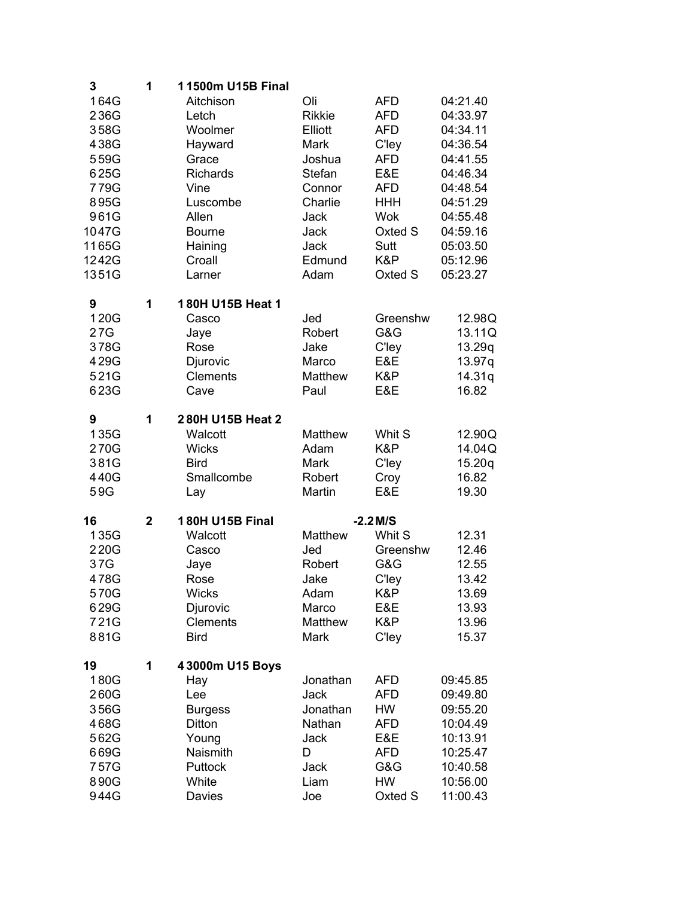| 3 | 1 | 1 1500m U15B Final | | | |
|---|---|---|---|---|---|
| 1 64G | | Aitchison | Oli | AFD | 04:21.40 |
| 2 36G | | Letch | Rikkie | AFD | 04:33.97 |
| 3 58G | | Woolmer | Elliott | AFD | 04:34.11 |
| 4 38G | | Hayward | Mark | C'ley | 04:36.54 |
| 5 59G | | Grace | Joshua | AFD | 04:41.55 |
| 6 25G | | Richards | Stefan | E&E | 04:46.34 |
| 7 79G | | Vine | Connor | AFD | 04:48.54 |
| 8 95G | | Luscombe | Charlie | HHH | 04:51.29 |
| 9 61G | | Allen | Jack | Wok | 04:55.48 |
| 10 47G | | Bourne | Jack | Oxted S | 04:59.16 |
| 11 65G | | Haining | Jack | Sutt | 05:03.50 |
| 12 42G | | Croall | Edmund | K&P | 05:12.96 |
| 13 51G | | Larner | Adam | Oxted S | 05:23.27 |

| 9 | 1 | 1 80H U15B Heat 1 | | | |
|---|---|---|---|---|---|
| 1 20G | | Casco | Jed | Greenshw | 12.98Q |
| 2 7G | | Jaye | Robert | G&G | 13.11Q |
| 3 78G | | Rose | Jake | C'ley | 13.29q |
| 4 29G | | Djurovic | Marco | E&E | 13.97q |
| 5 21G | | Clements | Matthew | K&P | 14.31q |
| 6 23G | | Cave | Paul | E&E | 16.82 |

| 9 | 1 | 2 80H U15B Heat 2 | | | |
|---|---|---|---|---|---|
| 1 35G | | Walcott | Matthew | Whit S | 12.90Q |
| 2 70G | | Wicks | Adam | K&P | 14.04Q |
| 3 81G | | Bird | Mark | C'ley | 15.20q |
| 4 40G | | Smallcombe | Robert | Croy | 16.82 |
| 5 9G | | Lay | Martin | E&E | 19.30 |

| 16 | 2 | 1 80H U15B Final | | -2.2 M/S | |
|---|---|---|---|---|---|
| 1 35G | | Walcott | Matthew | Whit S | 12.31 |
| 2 20G | | Casco | Jed | Greenshw | 12.46 |
| 3 7G | | Jaye | Robert | G&G | 12.55 |
| 4 78G | | Rose | Jake | C'ley | 13.42 |
| 5 70G | | Wicks | Adam | K&P | 13.69 |
| 6 29G | | Djurovic | Marco | E&E | 13.93 |
| 7 21G | | Clements | Matthew | K&P | 13.96 |
| 8 81G | | Bird | Mark | C'ley | 15.37 |

| 19 | 1 | 4 3000m U15 Boys | | | |
|---|---|---|---|---|---|
| 1 80G | | Hay | Jonathan | AFD | 09:45.85 |
| 2 60G | | Lee | Jack | AFD | 09:49.80 |
| 3 56G | | Burgess | Jonathan | HW | 09:55.20 |
| 4 68G | | Ditton | Nathan | AFD | 10:04.49 |
| 5 62G | | Young | Jack | E&E | 10:13.91 |
| 6 69G | | Naismith | D | AFD | 10:25.47 |
| 7 57G | | Puttock | Jack | G&G | 10:40.58 |
| 8 90G | | White | Liam | HW | 10:56.00 |
| 9 44G | | Davies | Joe | Oxted S | 11:00.43 |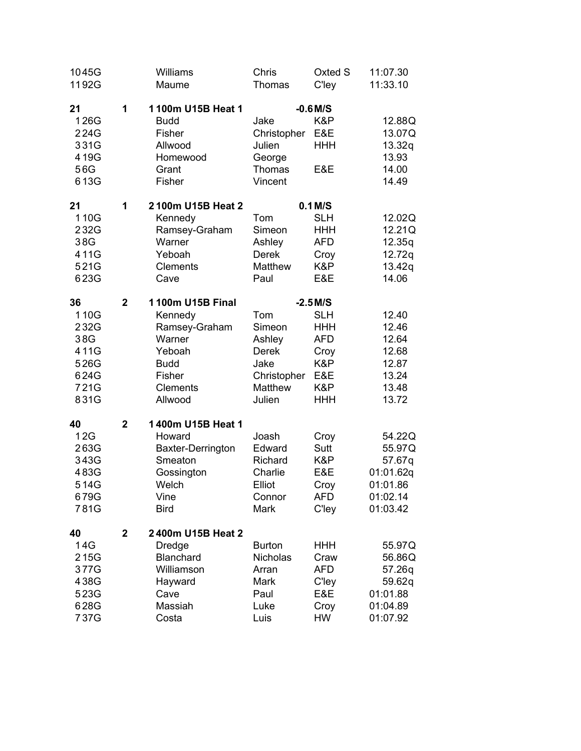| | | | | | |
|---|---|---|---|---|---|
| 10 45G | | Williams | Chris | Oxted S | 11:07.30 |
| 11 92G | | Maume | Thomas | C'ley | 11:33.10 |

| **21** | **1** | **1 100m U15B Heat 1** | | **-0.6 M/S** | |
|---|---|---|---|---|---|
| 1 26G | | Budd | Jake | K&P | 12.88Q |
| 2 24G | | Fisher | Christopher | E&E | 13.07Q |
| 3 31G | | Allwood | Julien | HHH | 13.32q |
| 4 19G | | Homewood | George | | 13.93 |
| 5 6G | | Grant | Thomas | E&E | 14.00 |
| 6 13G | | Fisher | Vincent | | 14.49 |

| **21** | **1** | **2 100m U15B Heat 2** | | **0.1 M/S** | |
|---|---|---|---|---|---|
| 1 10G | | Kennedy | Tom | SLH | 12.02Q |
| 2 32G | | Ramsey-Graham | Simeon | HHH | 12.21Q |
| 3 8G | | Warner | Ashley | AFD | 12.35q |
| 4 11G | | Yeboah | Derek | Croy | 12.72q |
| 5 21G | | Clements | Matthew | K&P | 13.42q |
| 6 23G | | Cave | Paul | E&E | 14.06 |

| **36** | **2** | **1 100m U15B Final** | | **-2.5 M/S** | |
|---|---|---|---|---|---|
| 1 10G | | Kennedy | Tom | SLH | 12.40 |
| 2 32G | | Ramsey-Graham | Simeon | HHH | 12.46 |
| 3 8G | | Warner | Ashley | AFD | 12.64 |
| 4 11G | | Yeboah | Derek | Croy | 12.68 |
| 5 26G | | Budd | Jake | K&P | 12.87 |
| 6 24G | | Fisher | Christopher | E&E | 13.24 |
| 7 21G | | Clements | Matthew | K&P | 13.48 |
| 8 31G | | Allwood | Julien | HHH | 13.72 |

| **40** | **2** | **1 400m U15B Heat 1** | | | |
|---|---|---|---|---|---|
| 1 2G | | Howard | Joash | Croy | 54.22Q |
| 2 63G | | Baxter-Derrington | Edward | Sutt | 55.97Q |
| 3 43G | | Smeaton | Richard | K&P | 57.67q |
| 4 83G | | Gossington | Charlie | E&E | 01:01.62q |
| 5 14G | | Welch | Elliot | Croy | 01:01.86 |
| 6 79G | | Vine | Connor | AFD | 01:02.14 |
| 7 81G | | Bird | Mark | C'ley | 01:03.42 |

| **40** | **2** | **2 400m U15B Heat 2** | | | |
|---|---|---|---|---|---|
| 1 4G | | Dredge | Burton | HHH | 55.97Q |
| 2 15G | | Blanchard | Nicholas | Craw | 56.86Q |
| 3 77G | | Williamson | Arran | AFD | 57.26q |
| 4 38G | | Hayward | Mark | C'ley | 59.62q |
| 5 23G | | Cave | Paul | E&E | 01:01.88 |
| 6 28G | | Massiah | Luke | Croy | 01:04.89 |
| 7 37G | | Costa | Luis | HW | 01:07.92 |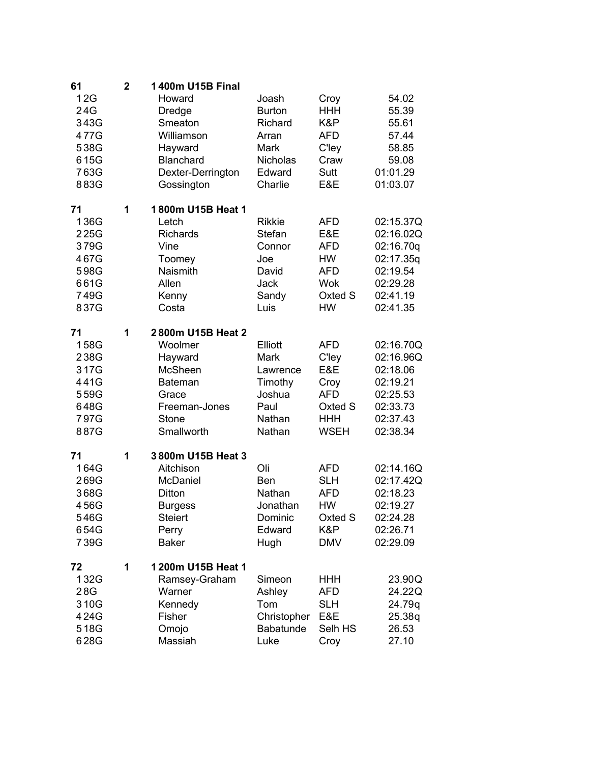| 61 | 2 | 1 400m U15B Final | | | |
|---|---|---|---|---|---|
| 1 2G | | Howard | Joash | Croy | 54.02 |
| 2 4G | | Dredge | Burton | HHH | 55.39 |
| 3 43G | | Smeaton | Richard | K&P | 55.61 |
| 4 77G | | Williamson | Arran | AFD | 57.44 |
| 5 38G | | Hayward | Mark | C'ley | 58.85 |
| 6 15G | | Blanchard | Nicholas | Craw | 59.08 |
| 7 63G | | Dexter-Derrington | Edward | Sutt | 01:01.29 |
| 8 83G | | Gossington | Charlie | E&E | 01:03.07 |

| 71 | 1 | 1 800m U15B Heat 1 | | | |
|---|---|---|---|---|---|
| 1 36G | | Letch | Rikkie | AFD | 02:15.37Q |
| 2 25G | | Richards | Stefan | E&E | 02:16.02Q |
| 3 79G | | Vine | Connor | AFD | 02:16.70q |
| 4 67G | | Toomey | Joe | HW | 02:17.35q |
| 5 98G | | Naismith | David | AFD | 02:19.54 |
| 6 61G | | Allen | Jack | Wok | 02:29.28 |
| 7 49G | | Kenny | Sandy | Oxted S | 02:41.19 |
| 8 37G | | Costa | Luis | HW | 02:41.35 |

| 71 | 1 | 2 800m U15B Heat 2 | | | |
|---|---|---|---|---|---|
| 1 58G | | Woolmer | Elliott | AFD | 02:16.70Q |
| 2 38G | | Hayward | Mark | C'ley | 02:16.96Q |
| 3 17G | | McSheen | Lawrence | E&E | 02:18.06 |
| 4 41G | | Bateman | Timothy | Croy | 02:19.21 |
| 5 59G | | Grace | Joshua | AFD | 02:25.53 |
| 6 48G | | Freeman-Jones | Paul | Oxted S | 02:33.73 |
| 7 97G | | Stone | Nathan | HHH | 02:37.43 |
| 8 87G | | Smallworth | Nathan | WSEH | 02:38.34 |

| 71 | 1 | 3 800m U15B Heat 3 | | | |
|---|---|---|---|---|---|
| 1 64G | | Aitchison | Oli | AFD | 02:14.16Q |
| 2 69G | | McDaniel | Ben | SLH | 02:17.42Q |
| 3 68G | | Ditton | Nathan | AFD | 02:18.23 |
| 4 56G | | Burgess | Jonathan | HW | 02:19.27 |
| 5 46G | | Steiert | Dominic | Oxted S | 02:24.28 |
| 6 54G | | Perry | Edward | K&P | 02:26.71 |
| 7 39G | | Baker | Hugh | DMV | 02:29.09 |

| 72 | 1 | 1 200m U15B Heat 1 | | | |
|---|---|---|---|---|---|
| 1 32G | | Ramsey-Graham | Simeon | HHH | 23.90Q |
| 2 8G | | Warner | Ashley | AFD | 24.22Q |
| 3 10G | | Kennedy | Tom | SLH | 24.79q |
| 4 24G | | Fisher | Christopher | E&E | 25.38q |
| 5 18G | | Omojo | Babatunde | Selh HS | 26.53 |
| 6 28G | | Massiah | Luke | Croy | 27.10 |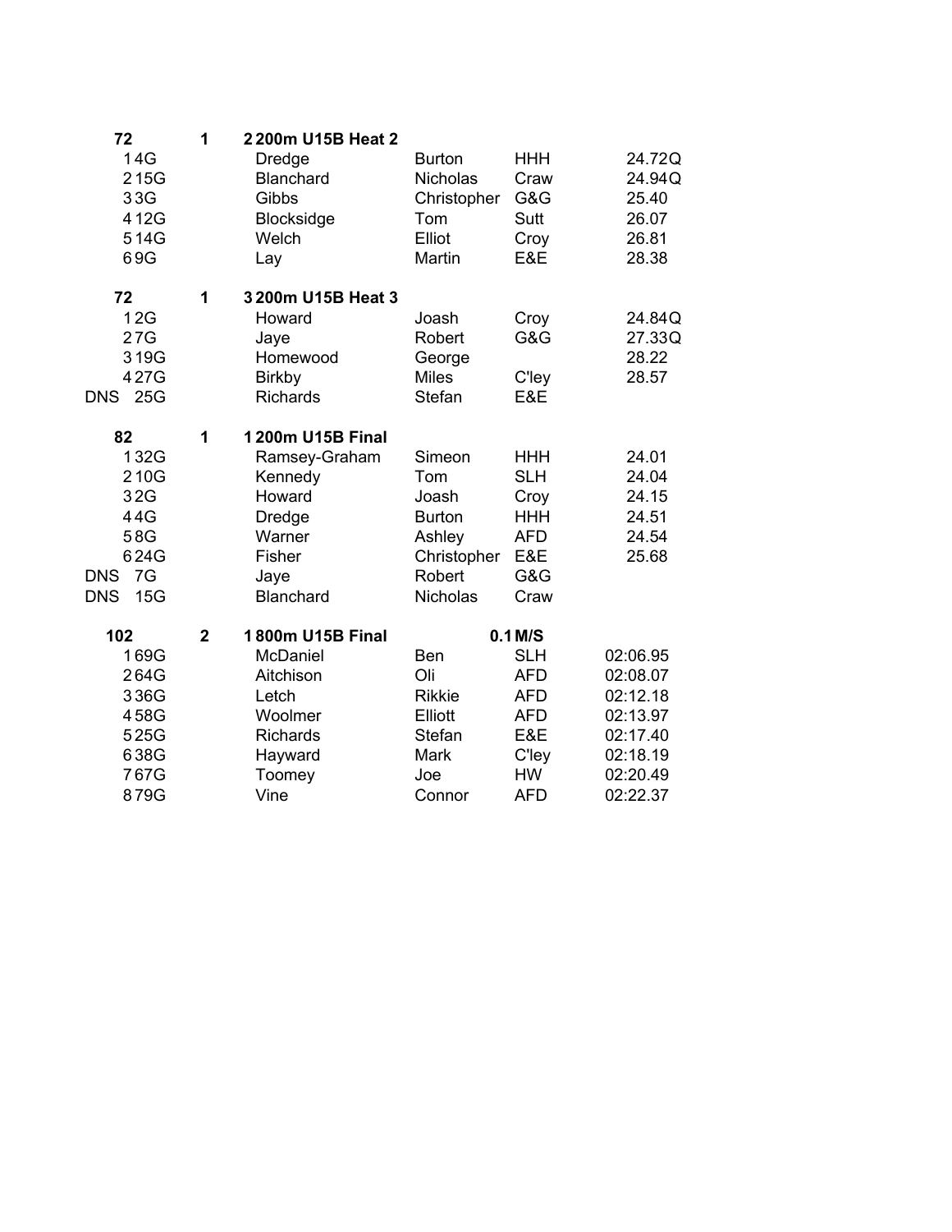| | | | | | | |
|---|---|---|---|---|---|---|
| **72** | **1** | **2 200m U15B Heat 2** | | | | |
| 1 | 4G | Dredge | Burton | HHH | 24.72Q | |
| 2 | 15G | Blanchard | Nicholas | Craw | 24.94Q | |
| 3 | 3G | Gibbs | Christopher | G&G | 25.40 | |
| 4 | 12G | Blocksidge | Tom | Sutt | 26.07 | |
| 5 | 14G | Welch | Elliot | Croy | 26.81 | |
| 6 | 9G | Lay | Martin | E&E | 28.38 | |
| | | | | | | |
| **72** | **1** | **3 200m U15B Heat 3** | | | | |
| 1 | 2G | Howard | Joash | Croy | 24.84Q | |
| 2 | 7G | Jaye | Robert | G&G | 27.33Q | |
| 3 | 19G | Homewood | George | | 28.22 | |
| 4 | 27G | Birkby | Miles | C'ley | 28.57 | |
| DNS | 25G | Richards | Stefan | E&E | | |
| | | | | | | |
| **82** | **1** | **1 200m U15B Final** | | | | |
| 1 | 32G | Ramsey-Graham | Simeon | HHH | 24.01 | |
| 2 | 10G | Kennedy | Tom | SLH | 24.04 | |
| 3 | 2G | Howard | Joash | Croy | 24.15 | |
| 4 | 4G | Dredge | Burton | HHH | 24.51 | |
| 5 | 8G | Warner | Ashley | AFD | 24.54 | |
| 6 | 24G | Fisher | Christopher | E&E | 25.68 | |
| DNS | 7G | Jaye | Robert | G&G | | |
| DNS | 15G | Blanchard | Nicholas | Craw | | |
| | | | | | | |
| **102** | **2** | **1 800m U15B Final** | | **0.1 M/S** | | |
| 1 | 69G | McDaniel | Ben | SLH | 02:06.95 | |
| 2 | 64G | Aitchison | Oli | AFD | 02:08.07 | |
| 3 | 36G | Letch | Rikkie | AFD | 02:12.18 | |
| 4 | 58G | Woolmer | Elliott | AFD | 02:13.97 | |
| 5 | 25G | Richards | Stefan | E&E | 02:17.40 | |
| 6 | 38G | Hayward | Mark | C'ley | 02:18.19 | |
| 7 | 67G | Toomey | Joe | HW | 02:20.49 | |
| 8 | 79G | Vine | Connor | AFD | 02:22.37 | |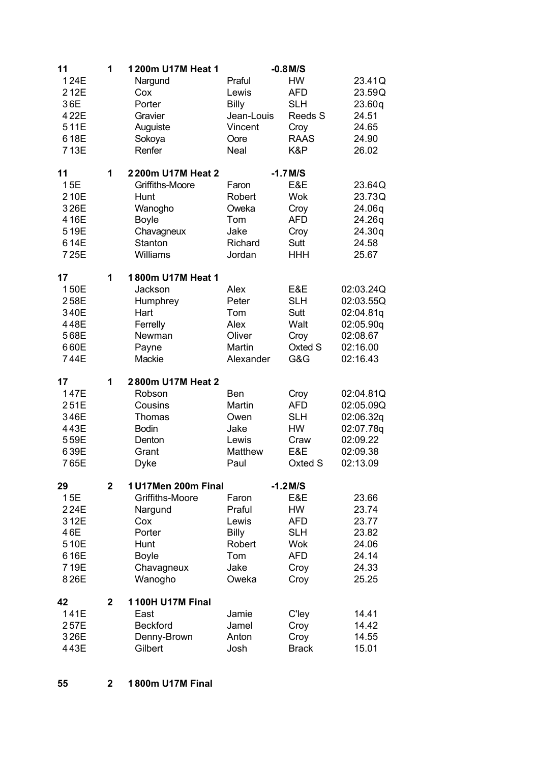| 11 | 1 | 1 200m U17M Heat 1 | | -0.8 M/S | |
|---|---|---|---|---|---|
| 1 24E | | Nargund | Praful | HW | 23.41Q |
| 2 12E | | Cox | Lewis | AFD | 23.59Q |
| 3 6E | | Porter | Billy | SLH | 23.60q |
| 4 22E | | Gravier | Jean-Louis | Reeds S | 24.51 |
| 5 11E | | Auguiste | Vincent | Croy | 24.65 |
| 6 18E | | Sokoya | Oore | RAAS | 24.90 |
| 7 13E | | Renfer | Neal | K&P | 26.02 |

| 11 | 1 | 2 200m U17M Heat 2 | | -1.7 M/S | |
|---|---|---|---|---|---|
| 1 5E | | Griffiths-Moore | Faron | E&E | 23.64Q |
| 2 10E | | Hunt | Robert | Wok | 23.73Q |
| 3 26E | | Wanogho | Oweka | Croy | 24.06q |
| 4 16E | | Boyle | Tom | AFD | 24.26q |
| 5 19E | | Chavagneux | Jake | Croy | 24.30q |
| 6 14E | | Stanton | Richard | Sutt | 24.58 |
| 7 25E | | Williams | Jordan | HHH | 25.67 |

| 17 | 1 | 1 800m U17M Heat 1 | | | |
|---|---|---|---|---|---|
| 1 50E | | Jackson | Alex | E&E | 02:03.24Q |
| 2 58E | | Humphrey | Peter | SLH | 02:03.55Q |
| 3 40E | | Hart | Tom | Sutt | 02:04.81q |
| 4 48E | | Ferrelly | Alex | Walt | 02:05.90q |
| 5 68E | | Newman | Oliver | Croy | 02:08.67 |
| 6 60E | | Payne | Martin | Oxted S | 02:16.00 |
| 7 44E | | Mackie | Alexander | G&G | 02:16.43 |

| 17 | 1 | 2 800m U17M Heat 2 | | | |
|---|---|---|---|---|---|
| 1 47E | | Robson | Ben | Croy | 02:04.81Q |
| 2 51E | | Cousins | Martin | AFD | 02:05.09Q |
| 3 46E | | Thomas | Owen | SLH | 02:06.32q |
| 4 43E | | Bodin | Jake | HW | 02:07.78q |
| 5 59E | | Denton | Lewis | Craw | 02:09.22 |
| 6 39E | | Grant | Matthew | E&E | 02:09.38 |
| 7 65E | | Dyke | Paul | Oxted S | 02:13.09 |

| 29 | 2 | 1 U17Men 200m Final | | -1.2 M/S | |
|---|---|---|---|---|---|
| 1 5E | | Griffiths-Moore | Faron | E&E | 23.66 |
| 2 24E | | Nargund | Praful | HW | 23.74 |
| 3 12E | | Cox | Lewis | AFD | 23.77 |
| 4 6E | | Porter | Billy | SLH | 23.82 |
| 5 10E | | Hunt | Robert | Wok | 24.06 |
| 6 16E | | Boyle | Tom | AFD | 24.14 |
| 7 19E | | Chavagneux | Jake | Croy | 24.33 |
| 8 26E | | Wanogho | Oweka | Croy | 25.25 |

| 42 | 2 | 1 100H U17M Final | | | |
|---|---|---|---|---|---|
| 1 41E | | East | Jamie | C'ley | 14.41 |
| 2 57E | | Beckford | Jamel | Croy | 14.42 |
| 3 26E | | Denny-Brown | Anton | Croy | 14.55 |
| 4 43E | | Gilbert | Josh | Brack | 15.01 |

| 55 | 2 | 1 800m U17M Final |
|---|---|---|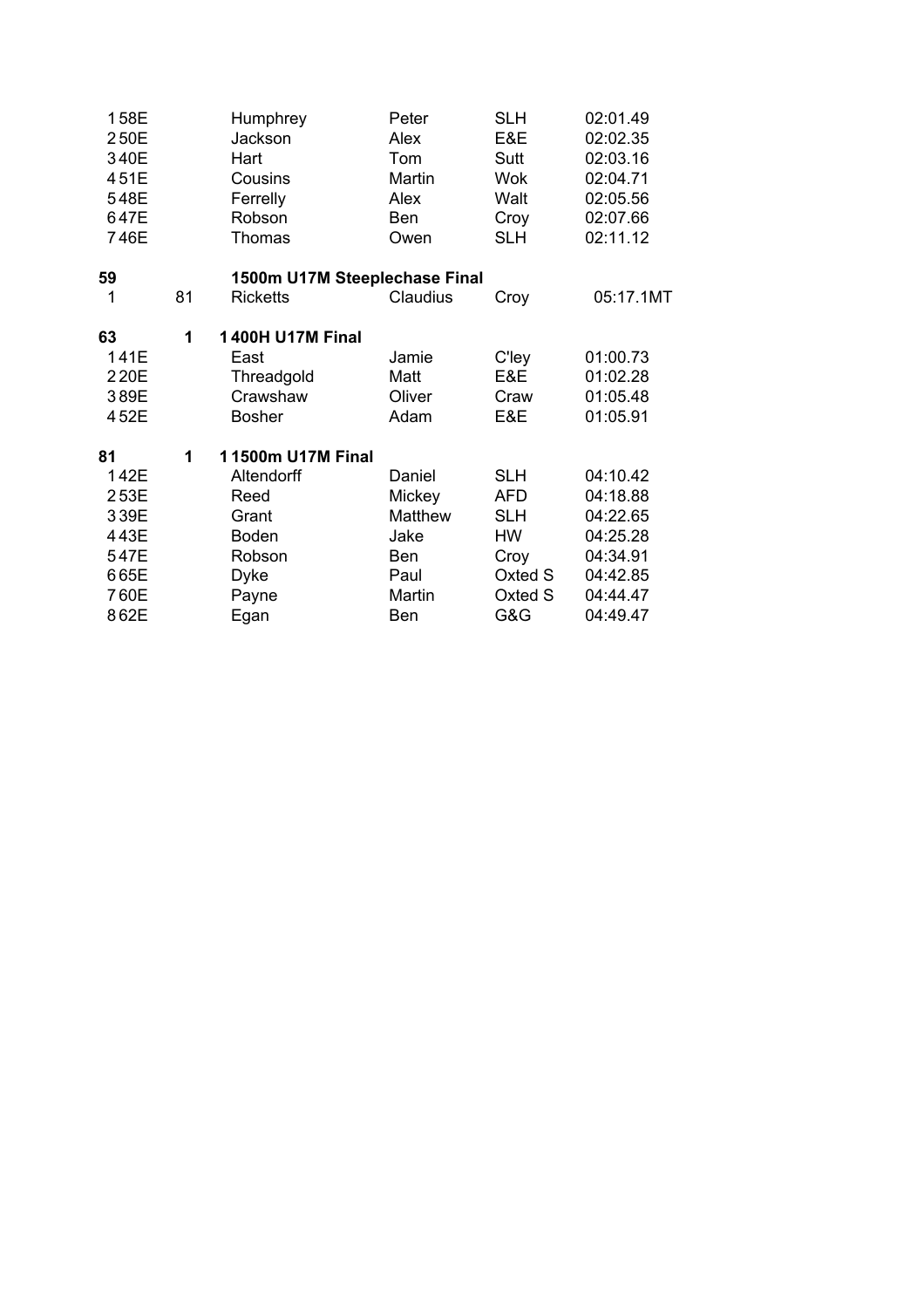| | | | | | |
|---|---|---|---|---|---|
| 1 58E | | Humphrey | Peter | SLH | 02:01.49 |
| 2 50E | | Jackson | Alex | E&E | 02:02.35 |
| 3 40E | | Hart | Tom | Sutt | 02:03.16 |
| 4 51E | | Cousins | Martin | Wok | 02:04.71 |
| 5 48E | | Ferrelly | Alex | Walt | 02:05.56 |
| 6 47E | | Robson | Ben | Croy | 02:07.66 |
| 7 46E | | Thomas | Owen | SLH | 02:11.12 |
| **59** | | **1500m U17M Steeplechase Final** | | | |
| 1 | 81 | Ricketts | Claudius | Croy | 05:17.1MT |
| **63** | **1** | **1 400H U17M Final** | | | |
| 1 41E | | East | Jamie | C'ley | 01:00.73 |
| 2 20E | | Threadgold | Matt | E&E | 01:02.28 |
| 3 89E | | Crawshaw | Oliver | Craw | 01:05.48 |
| 4 52E | | Bosher | Adam | E&E | 01:05.91 |
| **81** | **1** | **1 1500m U17M Final** | | | |
| 1 42E | | Altendorff | Daniel | SLH | 04:10.42 |
| 2 53E | | Reed | Mickey | AFD | 04:18.88 |
| 3 39E | | Grant | Matthew | SLH | 04:22.65 |
| 4 43E | | Boden | Jake | HW | 04:25.28 |
| 5 47E | | Robson | Ben | Croy | 04:34.91 |
| 6 65E | | Dyke | Paul | Oxted S | 04:42.85 |
| 7 60E | | Payne | Martin | Oxted S | 04:44.47 |
| 8 62E | | Egan | Ben | G&G | 04:49.47 |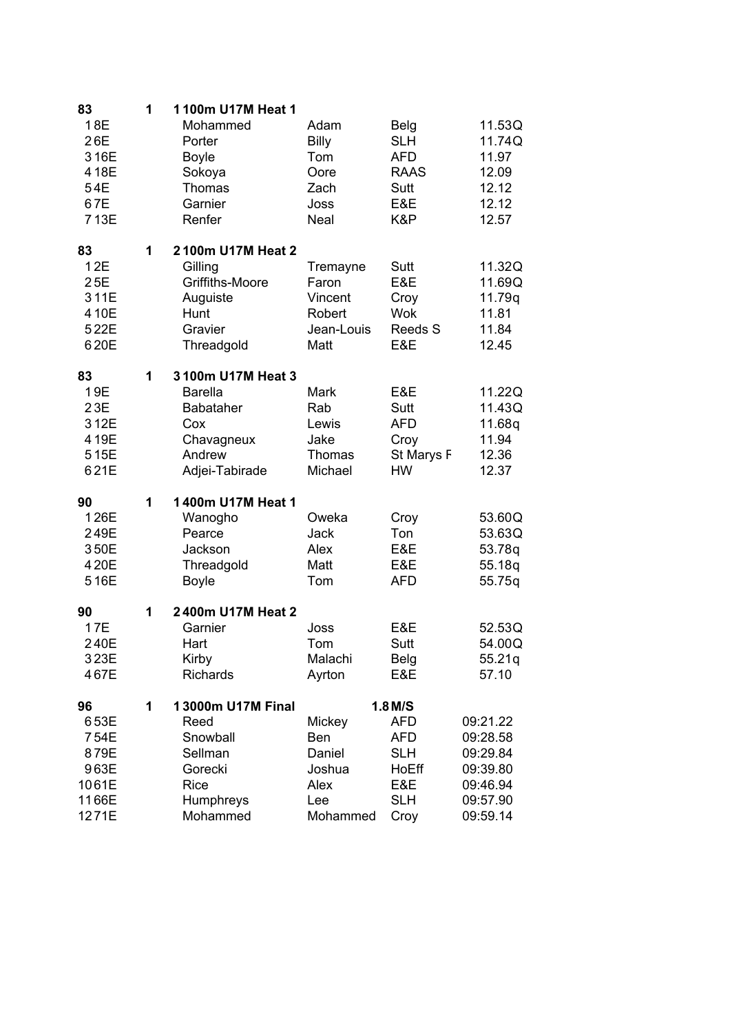| 83 | 1 | 1 100m U17M Heat 1 | | | |
|---|---|---|---|---|---|
| 1 8E | | Mohammed | Adam | Belg | 11.53Q |
| 2 6E | | Porter | Billy | SLH | 11.74Q |
| 3 16E | | Boyle | Tom | AFD | 11.97 |
| 4 18E | | Sokoya | Oore | RAAS | 12.09 |
| 5 4E | | Thomas | Zach | Sutt | 12.12 |
| 6 7E | | Garnier | Joss | E&E | 12.12 |
| 7 13E | | Renfer | Neal | K&P | 12.57 |

| 83 | 1 | 2 100m U17M Heat 2 | | | |
|---|---|---|---|---|---|
| 1 2E | | Gilling | Tremayne | Sutt | 11.32Q |
| 2 5E | | Griffiths-Moore | Faron | E&E | 11.69Q |
| 3 11E | | Auguiste | Vincent | Croy | 11.79q |
| 4 10E | | Hunt | Robert | Wok | 11.81 |
| 5 22E | | Gravier | Jean-Louis | Reeds S | 11.84 |
| 6 20E | | Threadgold | Matt | E&E | 12.45 |

| 83 | 1 | 3 100m U17M Heat 3 | | | |
|---|---|---|---|---|---|
| 1 9E | | Barella | Mark | E&E | 11.22Q |
| 2 3E | | Babataher | Rab | Sutt | 11.43Q |
| 3 12E | | Cox | Lewis | AFD | 11.68q |
| 4 19E | | Chavagneux | Jake | Croy | 11.94 |
| 5 15E | | Andrew | Thomas | St Marys F | 12.36 |
| 6 21E | | Adjei-Tabirade | Michael | HW | 12.37 |

| 90 | 1 | 1 400m U17M Heat 1 | | | |
|---|---|---|---|---|---|
| 1 26E | | Wanogho | Oweka | Croy | 53.60Q |
| 2 49E | | Pearce | Jack | Ton | 53.63Q |
| 3 50E | | Jackson | Alex | E&E | 53.78q |
| 4 20E | | Threadgold | Matt | E&E | 55.18q |
| 5 16E | | Boyle | Tom | AFD | 55.75q |

| 90 | 1 | 2 400m U17M Heat 2 | | | |
|---|---|---|---|---|---|
| 1 7E | | Garnier | Joss | E&E | 52.53Q |
| 2 40E | | Hart | Tom | Sutt | 54.00Q |
| 3 23E | | Kirby | Malachi | Belg | 55.21q |
| 4 67E | | Richards | Ayrton | E&E | 57.10 |

| 96 | 1 | 1 3000m U17M Final | | 1.8 M/S | |
|---|---|---|---|---|---|
| 6 53E | | Reed | Mickey | AFD | 09:21.22 |
| 7 54E | | Snowball | Ben | AFD | 09:28.58 |
| 8 79E | | Sellman | Daniel | SLH | 09:29.84 |
| 9 63E | | Gorecki | Joshua | HoEff | 09:39.80 |
| 10 61E | | Rice | Alex | E&E | 09:46.94 |
| 11 66E | | Humphreys | Lee | SLH | 09:57.90 |
| 12 71E | | Mohammed | Mohammed | Croy | 09:59.14 |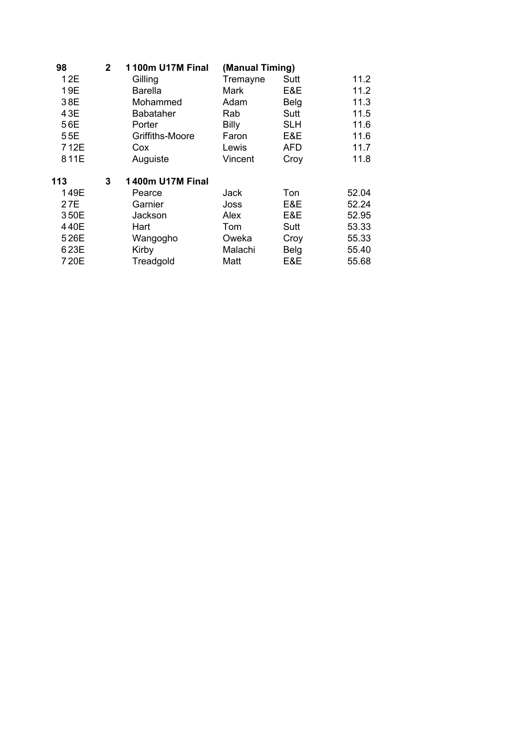| 98 | 2 | 1 100m U17M Final | (Manual Timing) | | |
|---|---|---|---|---|---|
| 1 2E | | Gilling | Tremayne | Sutt | 11.2 |
| 1 9E | | Barella | Mark | E&E | 11.2 |
| 3 8E | | Mohammed | Adam | Belg | 11.3 |
| 4 3E | | Babataher | Rab | Sutt | 11.5 |
| 5 6E | | Porter | Billy | SLH | 11.6 |
| 5 5E | | Griffiths-Moore | Faron | E&E | 11.6 |
| 7 12E | | Cox | Lewis | AFD | 11.7 |
| 8 11E | | Auguiste | Vincent | Croy | 11.8 |

| 113 | 3 | 1 400m U17M Final | | | |
|---|---|---|---|---|---|
| 1 49E | | Pearce | Jack | Ton | 52.04 |
| 2 7E | | Garnier | Joss | E&E | 52.24 |
| 3 50E | | Jackson | Alex | E&E | 52.95 |
| 4 40E | | Hart | Tom | Sutt | 53.33 |
| 5 26E | | Wangogho | Oweka | Croy | 55.33 |
| 6 23E | | Kirby | Malachi | Belg | 55.40 |
| 7 20E | | Treadgold | Matt | E&E | 55.68 |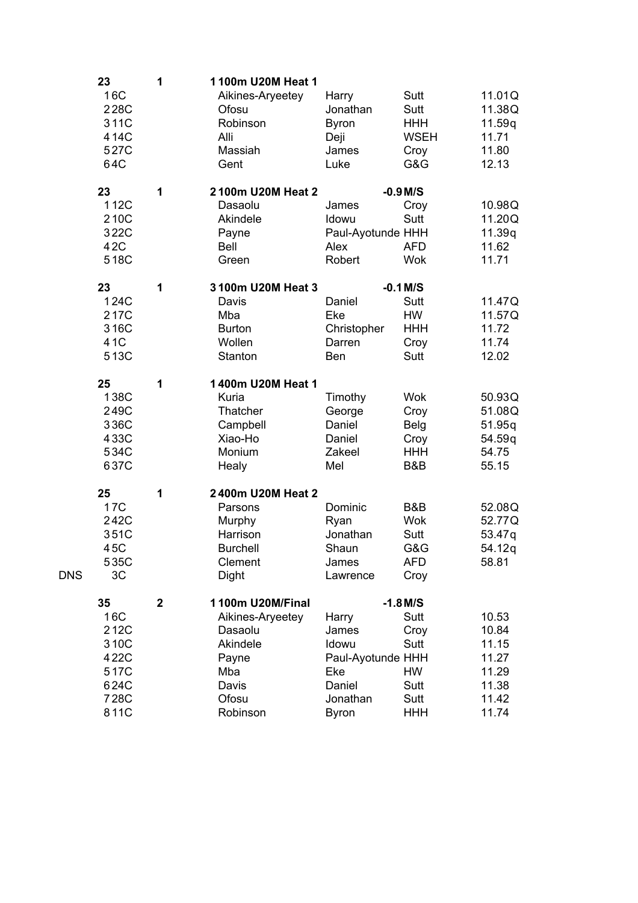| | | | | | | |
|---|---|---|---|---|---|---|
| | 23 | 1 | 1 100m U20M Heat 1 | | | |
| | 1 6C | | Aikines-Aryeetey | Harry | Sutt | 11.01Q |
| | 2 28C | | Ofosu | Jonathan | Sutt | 11.38Q |
| | 3 11C | | Robinson | Byron | HHH | 11.59q |
| | 4 14C | | Alli | Deji | WSEH | 11.71 |
| | 5 27C | | Massiah | James | Croy | 11.80 |
| | 6 4C | | Gent | Luke | G&G | 12.13 |
| | | | | | | |
| | 23 | 1 | 2 100m U20M Heat 2 | | -0.9 M/S | |
| | 1 12C | | Dasaolu | James | Croy | 10.98Q |
| | 2 10C | | Akindele | Idowu | Sutt | 11.20Q |
| | 3 22C | | Payne | Paul-Ayotunde | HHH | 11.39q |
| | 4 2C | | Bell | Alex | AFD | 11.62 |
| | 5 18C | | Green | Robert | Wok | 11.71 |
| | | | | | | |
| | 23 | 1 | 3 100m U20M Heat 3 | | -0.1 M/S | |
| | 1 24C | | Davis | Daniel | Sutt | 11.47Q |
| | 2 17C | | Mba | Eke | HW | 11.57Q |
| | 3 16C | | Burton | Christopher | HHH | 11.72 |
| | 4 1C | | Wollen | Darren | Croy | 11.74 |
| | 5 13C | | Stanton | Ben | Sutt | 12.02 |
| | | | | | | |
| | 25 | 1 | 1 400m U20M Heat 1 | | | |
| | 1 38C | | Kuria | Timothy | Wok | 50.93Q |
| | 2 49C | | Thatcher | George | Croy | 51.08Q |
| | 3 36C | | Campbell | Daniel | Belg | 51.95q |
| | 4 33C | | Xiao-Ho | Daniel | Croy | 54.59q |
| | 5 34C | | Monium | Zakeel | HHH | 54.75 |
| | 6 37C | | Healy | Mel | B&B | 55.15 |
| | | | | | | |
| | 25 | 1 | 2 400m U20M Heat 2 | | | |
| | 1 7C | | Parsons | Dominic | B&B | 52.08Q |
| | 2 42C | | Murphy | Ryan | Wok | 52.77Q |
| | 3 51C | | Harrison | Jonathan | Sutt | 53.47q |
| | 4 5C | | Burchell | Shaun | G&G | 54.12q |
| | 5 35C | | Clement | James | AFD | 58.81 |
| DNS | 3C | | Dight | Lawrence | Croy | |
| | | | | | | |
| | 35 | 2 | 1 100m U20M/Final | | -1.8 M/S | |
| | 1 6C | | Aikines-Aryeetey | Harry | Sutt | 10.53 |
| | 2 12C | | Dasaolu | James | Croy | 10.84 |
| | 3 10C | | Akindele | Idowu | Sutt | 11.15 |
| | 4 22C | | Payne | Paul-Ayotunde | HHH | 11.27 |
| | 5 17C | | Mba | Eke | HW | 11.29 |
| | 6 24C | | Davis | Daniel | Sutt | 11.38 |
| | 7 28C | | Ofosu | Jonathan | Sutt | 11.42 |
| | 8 11C | | Robinson | Byron | HHH | 11.74 |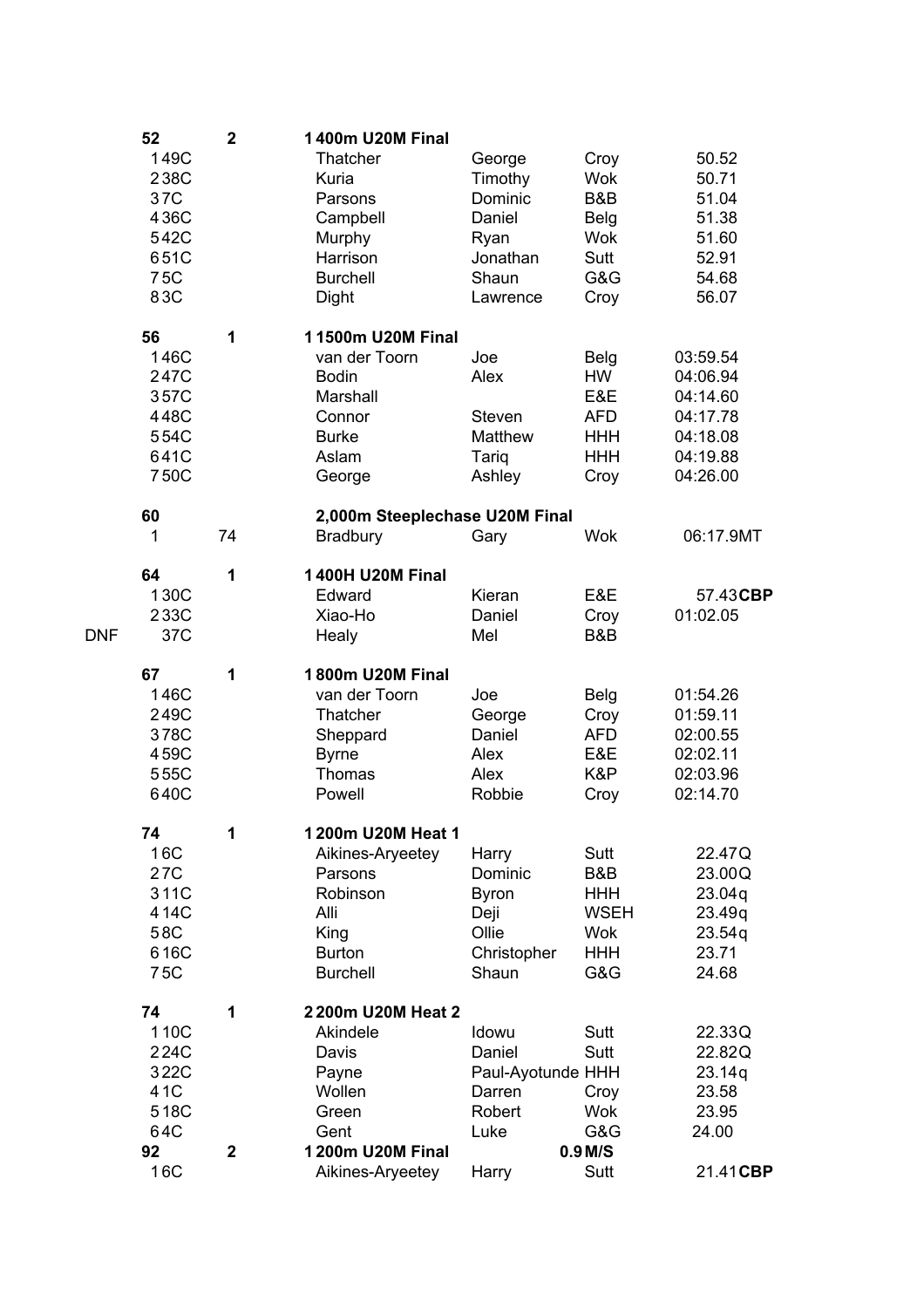| | | | | | | |
|---|---|---|---|---|---|---|
| | **52** | **2** | **1 400m U20M Final** | | | |
| | 1 49C | | Thatcher | George | Croy | 50.52 |
| | 2 38C | | Kuria | Timothy | Wok | 50.71 |
| | 3 7C | | Parsons | Dominic | B&B | 51.04 |
| | 4 36C | | Campbell | Daniel | Belg | 51.38 |
| | 5 42C | | Murphy | Ryan | Wok | 51.60 |
| | 6 51C | | Harrison | Jonathan | Sutt | 52.91 |
| | 7 5C | | Burchell | Shaun | G&G | 54.68 |
| | 8 3C | | Dight | Lawrence | Croy | 56.07 |
| | | | | | | |
| | **56** | **1** | **1 1500m U20M Final** | | | |
| | 1 46C | | van der Toorn | Joe | Belg | 03:59.54 |
| | 2 47C | | Bodin | Alex | HW | 04:06.94 |
| | 3 57C | | Marshall | | E&E | 04:14.60 |
| | 4 48C | | Connor | Steven | AFD | 04:17.78 |
| | 5 54C | | Burke | Matthew | HHH | 04:18.08 |
| | 6 41C | | Aslam | Tariq | HHH | 04:19.88 |
| | 7 50C | | George | Ashley | Croy | 04:26.00 |
| | | | | | | |
| | **60** | | **2,000m Steeplechase U20M Final** | | | |
| | 1 | 74 | Bradbury | Gary | Wok | 06:17.9MT |
| | | | | | | |
| | **64** | **1** | **1 400H U20M Final** | | | |
| | 1 30C | | Edward | Kieran | E&E | 57.43**CBP** |
| | 2 33C | | Xiao-Ho | Daniel | Croy | 01:02.05 |
| DNF | 37C | | Healy | Mel | B&B | |
| | | | | | | |
| | **67** | **1** | **1 800m U20M Final** | | | |
| | 1 46C | | van der Toorn | Joe | Belg | 01:54.26 |
| | 2 49C | | Thatcher | George | Croy | 01:59.11 |
| | 3 78C | | Sheppard | Daniel | AFD | 02:00.55 |
| | 4 59C | | Byrne | Alex | E&E | 02:02.11 |
| | 5 55C | | Thomas | Alex | K&P | 02:03.96 |
| | 6 40C | | Powell | Robbie | Croy | 02:14.70 |
| | | | | | | |
| | **74** | **1** | **1 200m U20M Heat 1** | | | |
| | 1 6C | | Aikines-Aryeetey | Harry | Sutt | 22.47Q |
| | 2 7C | | Parsons | Dominic | B&B | 23.00Q |
| | 3 11C | | Robinson | Byron | HHH | 23.04q |
| | 4 14C | | Alli | Deji | WSEH | 23.49q |
| | 5 8C | | King | Ollie | Wok | 23.54q |
| | 6 16C | | Burton | Christopher | HHH | 23.71 |
| | 7 5C | | Burchell | Shaun | G&G | 24.68 |
| | | | | | | |
| | **74** | **1** | **2 200m U20M Heat 2** | | | |
| | 1 10C | | Akindele | Idowu | Sutt | 22.33Q |
| | 2 24C | | Davis | Daniel | Sutt | 22.82Q |
| | 3 22C | | Payne | Paul-Ayotunde | HHH | 23.14q |
| | 4 1C | | Wollen | Darren | Croy | 23.58 |
| | 5 18C | | Green | Robert | Wok | 23.95 |
| | 6 4C | | Gent | Luke | G&G | 24.00 |
| | **92** | **2** | **1 200m U20M Final** | | **0.9 M/S** | |
| | 1 6C | | Aikines-Aryeetey | Harry | Sutt | 21.41**CBP** |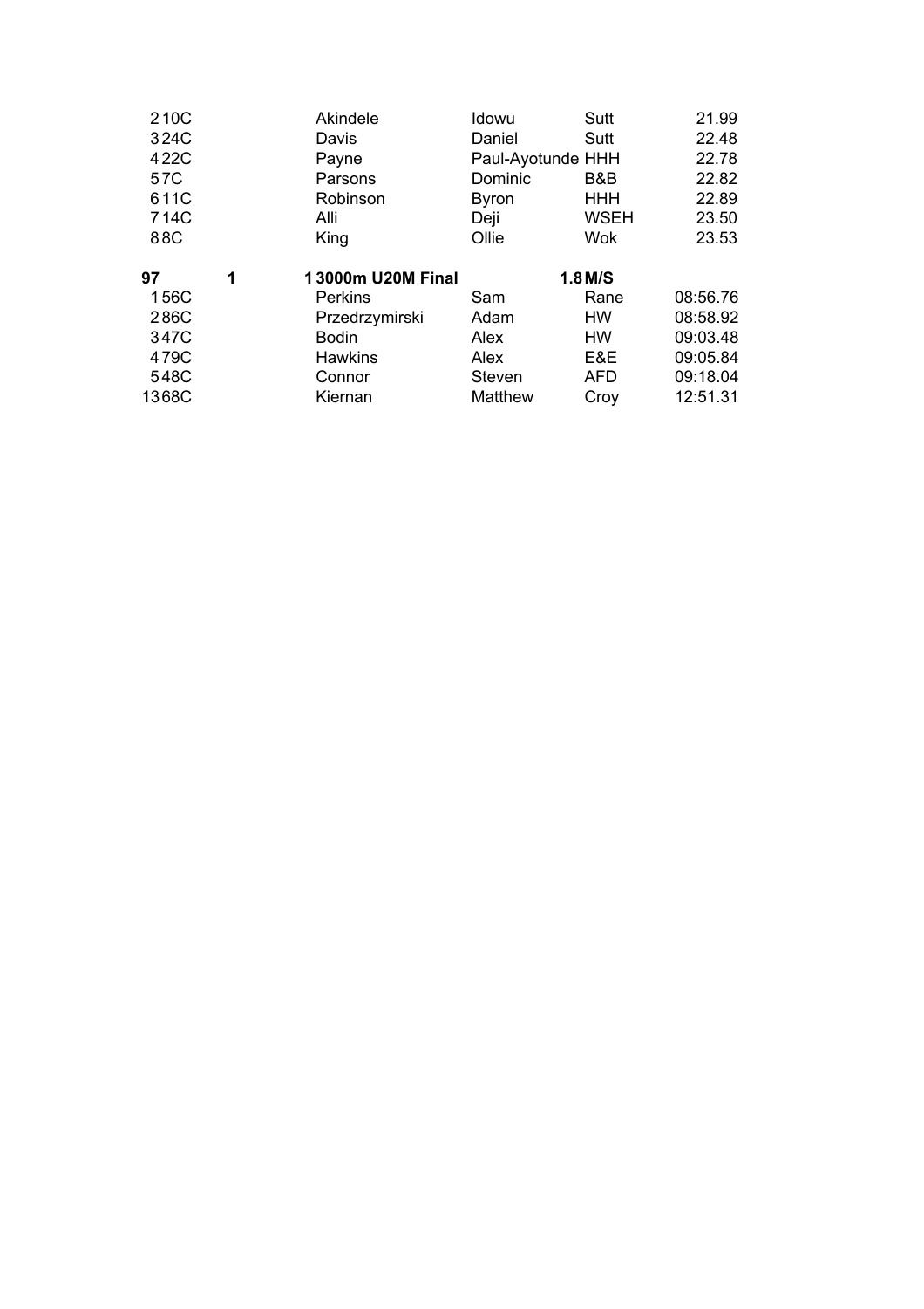| | | | | | |
|---|---|---|---|---|---|
| 2 | 10C | Akindele | Idowu | Sutt | 21.99 |
| 3 | 24C | Davis | Daniel | Sutt | 22.48 |
| 4 | 22C | Payne | Paul-Ayotunde | HHH | 22.78 |
| 5 | 7C | Parsons | Dominic | B&B | 22.82 |
| 6 | 11C | Robinson | Byron | HHH | 22.89 |
| 7 | 14C | Alli | Deji | WSEH | 23.50 |
| 8 | 8C | King | Ollie | Wok | 23.53 |

| | | | | | |
|---|---|---|---|---|---|
| **97** | **1** | **1 3000m U20M Final** | | **1.8 M/S** | |
| 1 | 56C | Perkins | Sam | Rane | 08:56.76 |
| 2 | 86C | Przedrzymirski | Adam | HW | 08:58.92 |
| 3 | 47C | Bodin | Alex | HW | 09:03.48 |
| 4 | 79C | Hawkins | Alex | E&E | 09:05.84 |
| 5 | 48C | Connor | Steven | AFD | 09:18.04 |
| 13 | 68C | Kiernan | Matthew | Croy | 12:51.31 |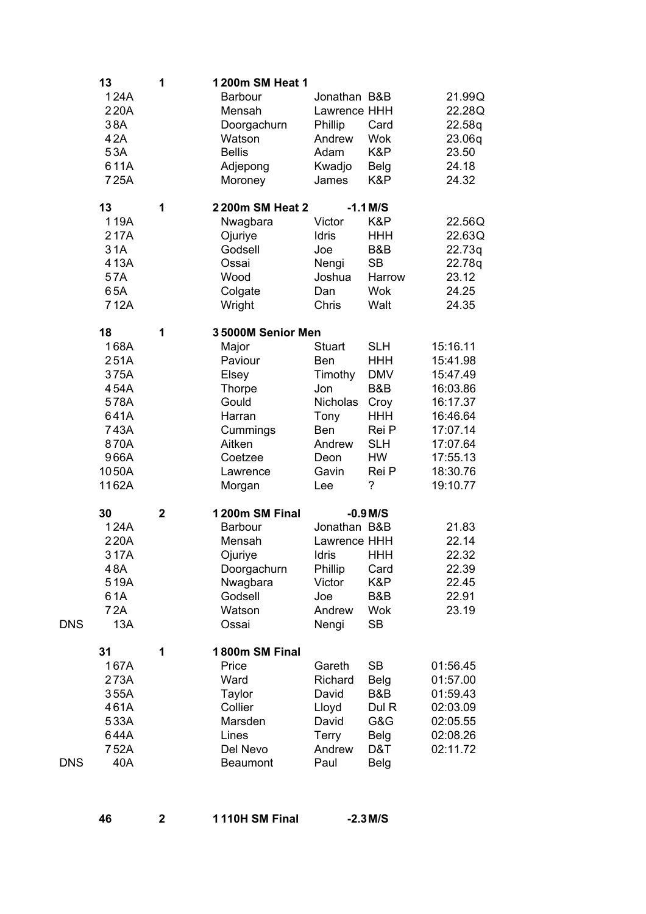| | | | | | | |
|---|---|---|---|---|---|---|
| | 13 | 1 | 1 200m SM Heat 1 | | | |
| | 1 24A | | Barbour | Jonathan | B&B | 21.99Q |
| | 2 20A | | Mensah | Lawrence | HHH | 22.28Q |
| | 3 8A | | Doorgachurn | Phillip | Card | 22.58q |
| | 4 2A | | Watson | Andrew | Wok | 23.06q |
| | 5 3A | | Bellis | Adam | K&P | 23.50 |
| | 6 11A | | Adjepong | Kwadjo | Belg | 24.18 |
| | 7 25A | | Moroney | James | K&P | 24.32 |
| | | | | | | |
| | 13 | 1 | 2 200m SM Heat 2 | -1.1 M/S | | |
| | 1 19A | | Nwagbara | Victor | K&P | 22.56Q |
| | 2 17A | | Ojuriye | Idris | HHH | 22.63Q |
| | 3 1A | | Godsell | Joe | B&B | 22.73q |
| | 4 13A | | Ossai | Nengi | SB | 22.78q |
| | 5 7A | | Wood | Joshua | Harrow | 23.12 |
| | 6 5A | | Colgate | Dan | Wok | 24.25 |
| | 7 12A | | Wright | Chris | Walt | 24.35 |
| | | | | | | |
| | 18 | 1 | 3 5000M Senior Men | | | |
| | 1 68A | | Major | Stuart | SLH | 15:16.11 |
| | 2 51A | | Paviour | Ben | HHH | 15:41.98 |
| | 3 75A | | Elsey | Timothy | DMV | 15:47.49 |
| | 4 54A | | Thorpe | Jon | B&B | 16:03.86 |
| | 5 78A | | Gould | Nicholas | Croy | 16:17.37 |
| | 6 41A | | Harran | Tony | HHH | 16:46.64 |
| | 7 43A | | Cummings | Ben | Rei P | 17:07.14 |
| | 8 70A | | Aitken | Andrew | SLH | 17:07.64 |
| | 9 66A | | Coetzee | Deon | HW | 17:55.13 |
| | 10 50A | | Lawrence | Gavin | Rei P | 18:30.76 |
| | 11 62A | | Morgan | Lee | ? | 19:10.77 |
| | | | | | | |
| | 30 | 2 | 1 200m SM Final | -0.9 M/S | | |
| | 1 24A | | Barbour | Jonathan | B&B | 21.83 |
| | 2 20A | | Mensah | Lawrence | HHH | 22.14 |
| | 3 17A | | Ojuriye | Idris | HHH | 22.32 |
| | 4 8A | | Doorgachurn | Phillip | Card | 22.39 |
| | 5 19A | | Nwagbara | Victor | K&P | 22.45 |
| | 6 1A | | Godsell | Joe | B&B | 22.91 |
| | 7 2A | | Watson | Andrew | Wok | 23.19 |
| DNS | 13A | | Ossai | Nengi | SB | |
| | | | | | | |
| | 31 | 1 | 1 800m SM Final | | | |
| | 1 67A | | Price | Gareth | SB | 01:56.45 |
| | 2 73A | | Ward | Richard | Belg | 01:57.00 |
| | 3 55A | | Taylor | David | B&B | 01:59.43 |
| | 4 61A | | Collier | Lloyd | Dul R | 02:03.09 |
| | 5 33A | | Marsden | David | G&G | 02:05.55 |
| | 6 44A | | Lines | Terry | Belg | 02:08.26 |
| | 7 52A | | Del Nevo | Andrew | D&T | 02:11.72 |
| DNS | 40A | | Beaumont | Paul | Belg | |
| | | | | | | |
| | 46 | 2 | 1 110H SM Final | -2.3 M/S | | |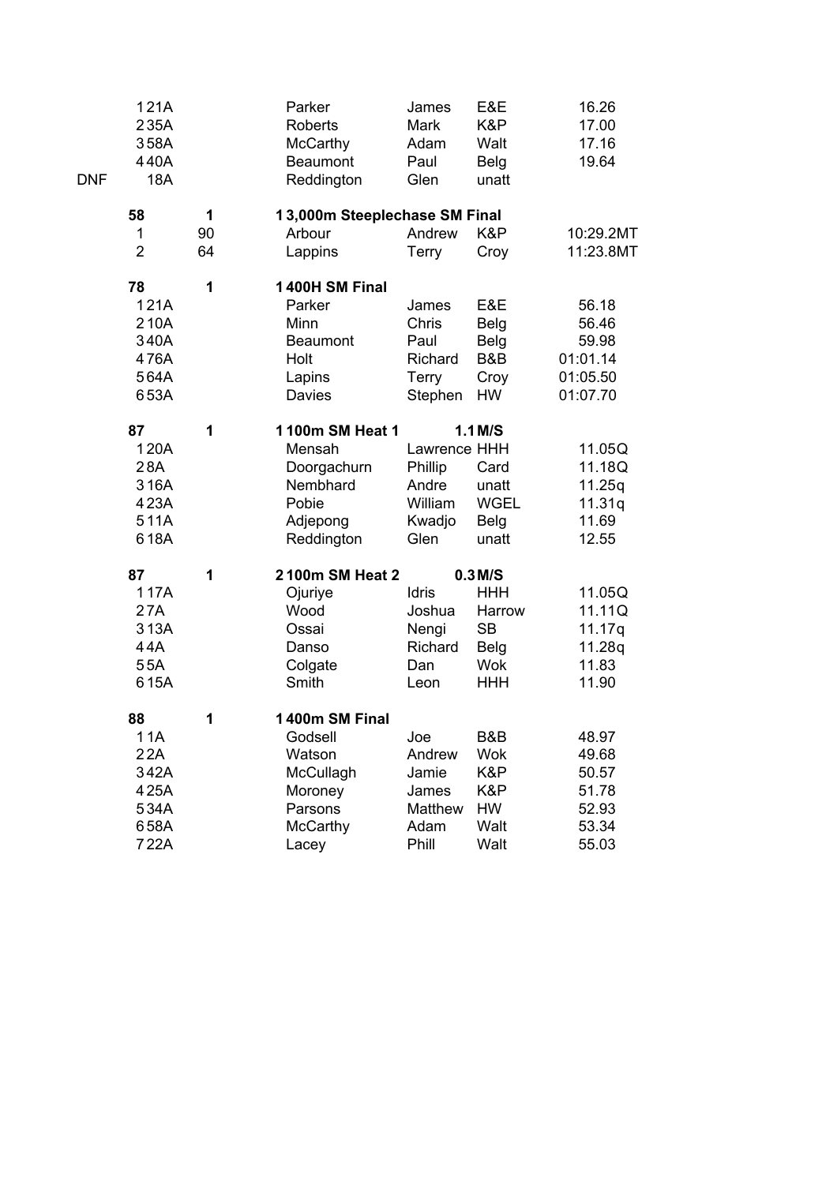| | | | | | | |
|---|---|---|---|---|---|---|
| | 1 21A | | Parker | James | E&E | 16.26 |
| | 2 35A | | Roberts | Mark | K&P | 17.00 |
| | 3 58A | | McCarthy | Adam | Walt | 17.16 |
| | 4 40A | | Beaumont | Paul | Belg | 19.64 |
| DNF | 18A | | Reddington | Glen | unatt | |
| | **58** | **1** | **1 3,000m Steeplechase SM Final** | | | |
| | 1 | 90 | Arbour | Andrew | K&P | 10:29.2MT |
| | 2 | 64 | Lappins | Terry | Croy | 11:23.8MT |
| | **78** | **1** | **1 400H SM Final** | | | |
| | 1 21A | | Parker | James | E&E | 56.18 |
| | 2 10A | | Minn | Chris | Belg | 56.46 |
| | 3 40A | | Beaumont | Paul | Belg | 59.98 |
| | 4 76A | | Holt | Richard | B&B | 01:01.14 |
| | 5 64A | | Lapins | Terry | Croy | 01:05.50 |
| | 6 53A | | Davies | Stephen | HW | 01:07.70 |
| | **87** | **1** | **1 100m SM Heat 1** | | **1.1 M/S** | |
| | 1 20A | | Mensah | Lawrence | HHH | 11.05Q |
| | 2 8A | | Doorgachurn | Phillip | Card | 11.18Q |
| | 3 16A | | Nembhard | Andre | unatt | 11.25q |
| | 4 23A | | Pobie | William | WGEL | 11.31q |
| | 5 11A | | Adjepong | Kwadjo | Belg | 11.69 |
| | 6 18A | | Reddington | Glen | unatt | 12.55 |
| | **87** | **1** | **2 100m SM Heat 2** | | **0.3 M/S** | |
| | 1 17A | | Ojuriye | Idris | HHH | 11.05Q |
| | 2 7A | | Wood | Joshua | Harrow | 11.11Q |
| | 3 13A | | Ossai | Nengi | SB | 11.17q |
| | 4 4A | | Danso | Richard | Belg | 11.28q |
| | 5 5A | | Colgate | Dan | Wok | 11.83 |
| | 6 15A | | Smith | Leon | HHH | 11.90 |
| | **88** | **1** | **1 400m SM Final** | | | |
| | 1 1A | | Godsell | Joe | B&B | 48.97 |
| | 2 2A | | Watson | Andrew | Wok | 49.68 |
| | 3 42A | | McCullagh | Jamie | K&P | 50.57 |
| | 4 25A | | Moroney | James | K&P | 51.78 |
| | 5 34A | | Parsons | Matthew | HW | 52.93 |
| | 6 58A | | McCarthy | Adam | Walt | 53.34 |
| | 7 22A | | Lacey | Phill | Walt | 55.03 |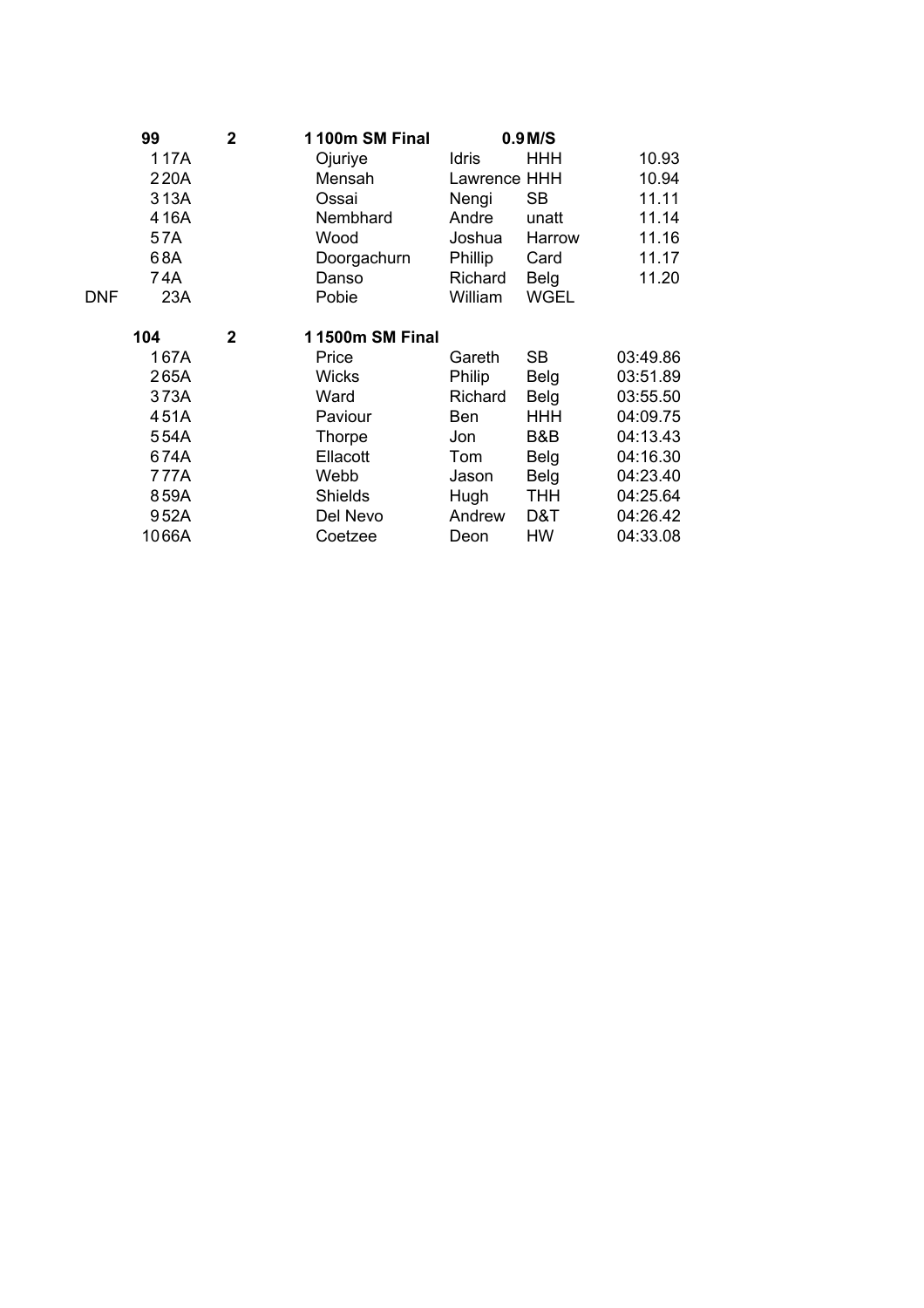| | | | | | | | |
|---|---|---|---|---|---|---|---|
| | **99** | **2** | **1 100m SM Final** | | **0.9** | **M/S** | |
| | 1 | 17A | Ojuriye | Idris | HHH | | 10.93 |
| | 2 | 20A | Mensah | Lawrence | HHH | | 10.94 |
| | 3 | 13A | Ossai | Nengi | SB | | 11.11 |
| | 4 | 16A | Nembhard | Andre | unatt | | 11.14 |
| | 5 | 7A | Wood | Joshua | Harrow | | 11.16 |
| | 6 | 8A | Doorgachurn | Phillip | Card | | 11.17 |
| | 7 | 4A | Danso | Richard | Belg | | 11.20 |
| DNF | | 23A | Pobie | William | WGEL | | |
| | **104** | **2** | **1 1500m SM Final** | | | | |
| | 1 | 67A | Price | Gareth | SB | | 03:49.86 |
| | 2 | 65A | Wicks | Philip | Belg | | 03:51.89 |
| | 3 | 73A | Ward | Richard | Belg | | 03:55.50 |
| | 4 | 51A | Paviour | Ben | HHH | | 04:09.75 |
| | 5 | 54A | Thorpe | Jon | B&B | | 04:13.43 |
| | 6 | 74A | Ellacott | Tom | Belg | | 04:16.30 |
| | 7 | 77A | Webb | Jason | Belg | | 04:23.40 |
| | 8 | 59A | Shields | Hugh | THH | | 04:25.64 |
| | 9 | 52A | Del Nevo | Andrew | D&T | | 04:26.42 |
| | 10 | 66A | Coetzee | Deon | HW | | 04:33.08 |